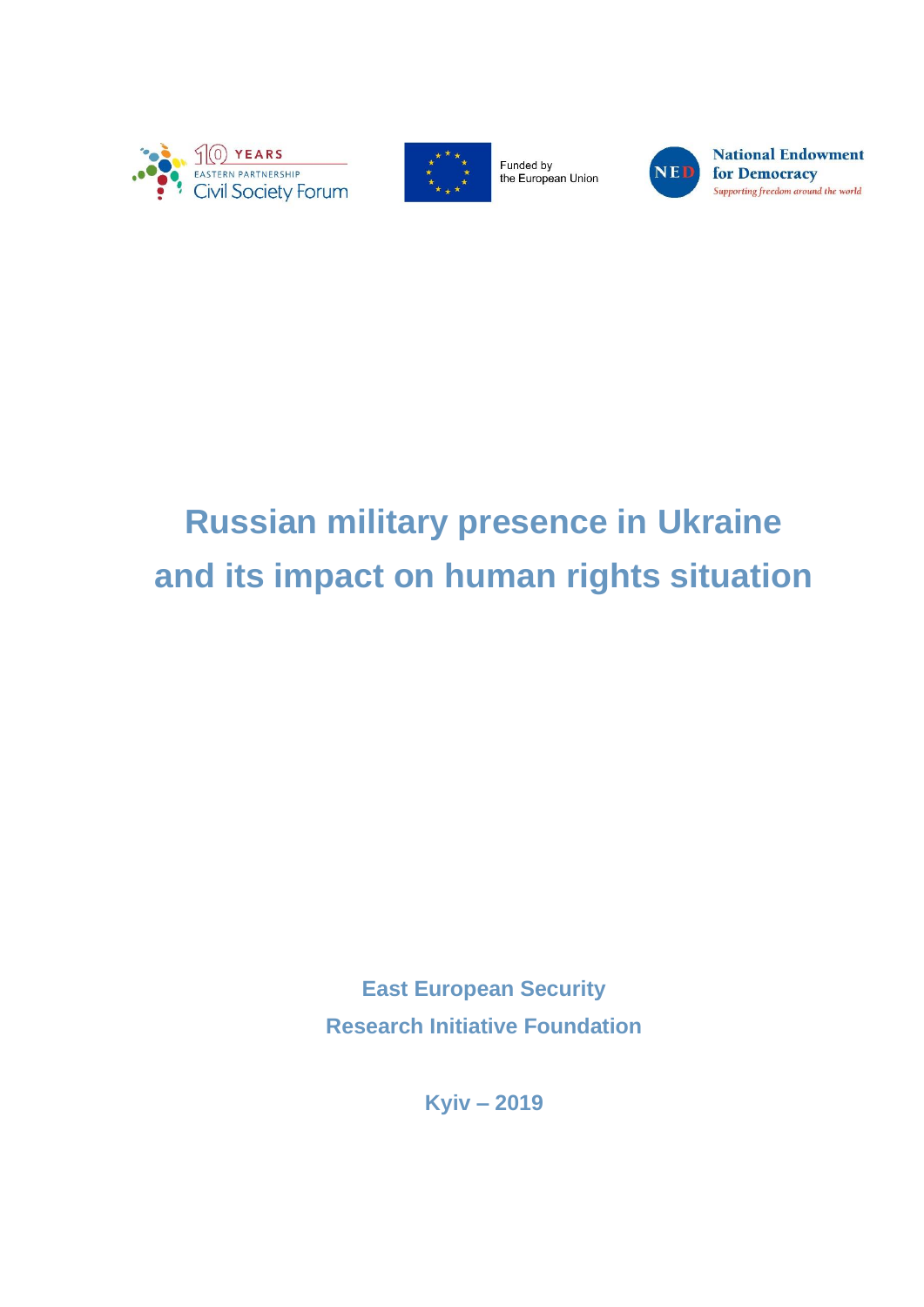10 YEARS EASTERN PARTNERSHIP Civil Society Forum

Funded by the European Union

National Endowment for Democracy
*Supporting freedom around the world*

# Russian military presence in Ukraine and its impact on human rights situation

**East European Security Research Initiative Foundation**

**Kyiv – 2019**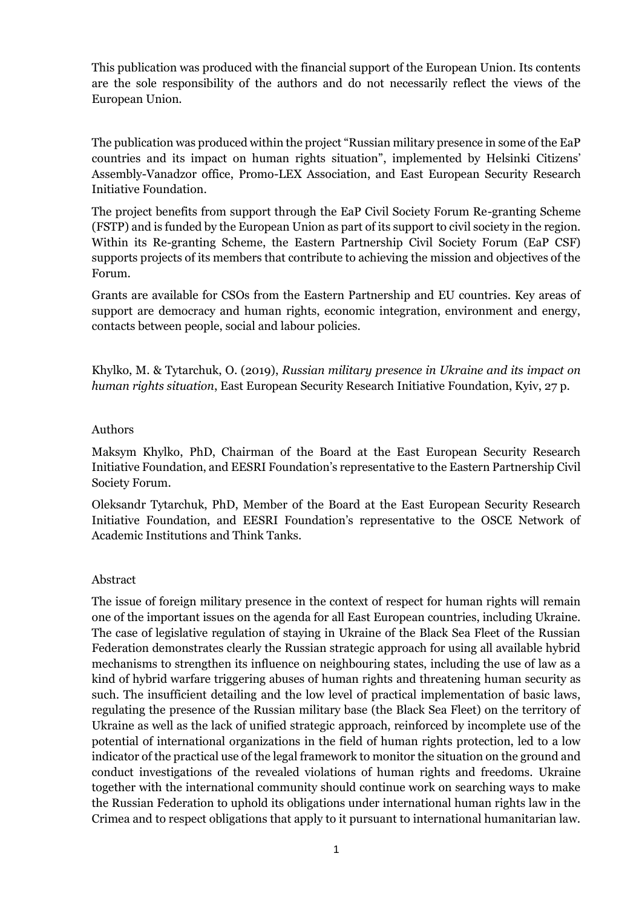This publication was produced with the financial support of the European Union. Its contents are the sole responsibility of the authors and do not necessarily reflect the views of the European Union.

The publication was produced within the project "Russian military presence in some of the EaP countries and its impact on human rights situation", implemented by Helsinki Citizens' Assembly-Vanadzor office, Promo-LEX Association, and East European Security Research Initiative Foundation.

The project benefits from support through the EaP Civil Society Forum Re-granting Scheme (FSTP) and is funded by the European Union as part of its support to civil society in the region. Within its Re-granting Scheme, the Eastern Partnership Civil Society Forum (EaP CSF) supports projects of its members that contribute to achieving the mission and objectives of the Forum.

Grants are available for CSOs from the Eastern Partnership and EU countries. Key areas of support are democracy and human rights, economic integration, environment and energy, contacts between people, social and labour policies.

Khylko, M. & Tytarchuk, O. (2019), *Russian military presence in Ukraine and its impact on human rights situation*, East European Security Research Initiative Foundation, Kyiv, 27 p.

Authors

Maksym Khylko, PhD, Chairman of the Board at the East European Security Research Initiative Foundation, and EESRI Foundation's representative to the Eastern Partnership Civil Society Forum.

Oleksandr Tytarchuk, PhD, Member of the Board at the East European Security Research Initiative Foundation, and EESRI Foundation's representative to the OSCE Network of Academic Institutions and Think Tanks.

Abstract

The issue of foreign military presence in the context of respect for human rights will remain one of the important issues on the agenda for all East European countries, including Ukraine. The case of legislative regulation of staying in Ukraine of the Black Sea Fleet of the Russian Federation demonstrates clearly the Russian strategic approach for using all available hybrid mechanisms to strengthen its influence on neighbouring states, including the use of law as a kind of hybrid warfare triggering abuses of human rights and threatening human security as such. The insufficient detailing and the low level of practical implementation of basic laws, regulating the presence of the Russian military base (the Black Sea Fleet) on the territory of Ukraine as well as the lack of unified strategic approach, reinforced by incomplete use of the potential of international organizations in the field of human rights protection, led to a low indicator of the practical use of the legal framework to monitor the situation on the ground and conduct investigations of the revealed violations of human rights and freedoms. Ukraine together with the international community should continue work on searching ways to make the Russian Federation to uphold its obligations under international human rights law in the Crimea and to respect obligations that apply to it pursuant to international humanitarian law.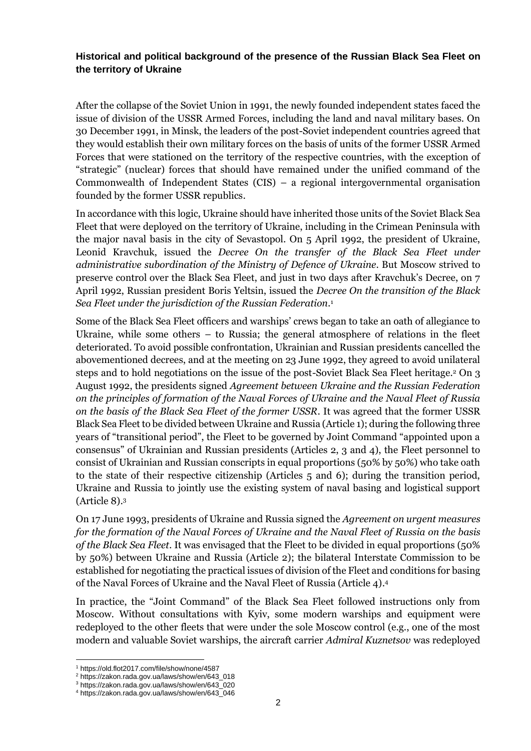### **Historical and political background of the presence of the Russian Black Sea Fleet on the territory of Ukraine**

After the collapse of the Soviet Union in 1991, the newly founded independent states faced the issue of division of the USSR Armed Forces, including the land and naval military bases. On 30 December 1991, in Minsk, the leaders of the post-Soviet independent countries agreed that they would establish their own military forces on the basis of units of the former USSR Armed Forces that were stationed on the territory of the respective countries, with the exception of "strategic" (nuclear) forces that should have remained under the unified command of the Commonwealth of Independent States (CIS) – a regional intergovernmental organisation founded by the former USSR republics.

In accordance with this logic, Ukraine should have inherited those units of the Soviet Black Sea Fleet that were deployed on the territory of Ukraine, including in the Crimean Peninsula with the major naval basis in the city of Sevastopol. On 5 April 1992, the president of Ukraine, Leonid Kravchuk, issued the *Decree On the transfer of the Black Sea Fleet under administrative subordination of the Ministry of Defence of Ukraine*. But Moscow strived to preserve control over the Black Sea Fleet, and just in two days after Kravchuk's Decree, on 7 April 1992, Russian president Boris Yeltsin, issued the *Decree On the transition of the Black Sea Fleet under the jurisdiction of the Russian Federation*.[1]

Some of the Black Sea Fleet officers and warships' crews began to take an oath of allegiance to Ukraine, while some others – to Russia; the general atmosphere of relations in the fleet deteriorated. To avoid possible confrontation, Ukrainian and Russian presidents cancelled the abovementioned decrees, and at the meeting on 23 June 1992, they agreed to avoid unilateral steps and to hold negotiations on the issue of the post-Soviet Black Sea Fleet heritage.[2] On 3 August 1992, the presidents signed *Agreement between Ukraine and the Russian Federation on the principles of formation of the Naval Forces of Ukraine and the Naval Fleet of Russia on the basis of the Black Sea Fleet of the former USSR*. It was agreed that the former USSR Black Sea Fleet to be divided between Ukraine and Russia (Article 1); during the following three years of "transitional period", the Fleet to be governed by Joint Command "appointed upon a consensus" of Ukrainian and Russian presidents (Articles 2, 3 and 4), the Fleet personnel to consist of Ukrainian and Russian conscripts in equal proportions (50% by 50%) who take oath to the state of their respective citizenship (Articles 5 and 6); during the transition period, Ukraine and Russia to jointly use the existing system of naval basing and logistical support (Article 8).[3]

On 17 June 1993, presidents of Ukraine and Russia signed the *Agreement on urgent measures for the formation of the Naval Forces of Ukraine and the Naval Fleet of Russia on the basis of the Black Sea Fleet*. It was envisaged that the Fleet to be divided in equal proportions (50% by 50%) between Ukraine and Russia (Article 2); the bilateral Interstate Commission to be established for negotiating the practical issues of division of the Fleet and conditions for basing of the Naval Forces of Ukraine and the Naval Fleet of Russia (Article 4).[4]

In practice, the "Joint Command" of the Black Sea Fleet followed instructions only from Moscow. Without consultations with Kyiv, some modern warships and equipment were redeployed to the other fleets that were under the sole Moscow control (e.g., one of the most modern and valuable Soviet warships, the aircraft carrier *Admiral Kuznetsov* was redeployed

---

[1] https://old.flot2017.com/file/show/none/4587
[2] https://zakon.rada.gov.ua/laws/show/en/643_018
[3] https://zakon.rada.gov.ua/laws/show/en/643_020
[4] https://zakon.rada.gov.ua/laws/show/en/643_046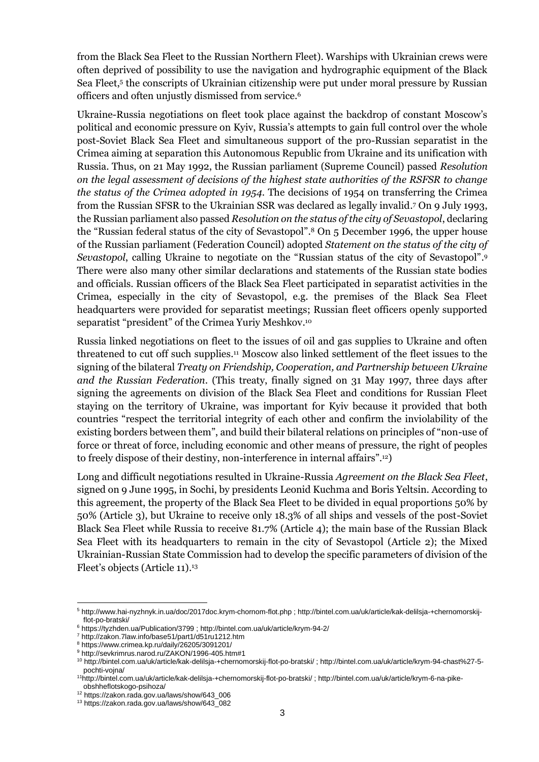from the Black Sea Fleet to the Russian Northern Fleet). Warships with Ukrainian crews were often deprived of possibility to use the navigation and hydrographic equipment of the Black Sea Fleet,[5] the conscripts of Ukrainian citizenship were put under moral pressure by Russian officers and often unjustly dismissed from service.[6]

Ukraine-Russia negotiations on fleet took place against the backdrop of constant Moscow's political and economic pressure on Kyiv, Russia's attempts to gain full control over the whole post-Soviet Black Sea Fleet and simultaneous support of the pro-Russian separatist in the Crimea aiming at separation this Autonomous Republic from Ukraine and its unification with Russia. Thus, on 21 May 1992, the Russian parliament (Supreme Council) passed *Resolution on the legal assessment of decisions of the highest state authorities of the RSFSR to change the status of the Crimea adopted in 1954*. The decisions of 1954 on transferring the Crimea from the Russian SFSR to the Ukrainian SSR was declared as legally invalid.[7] On 9 July 1993, the Russian parliament also passed *Resolution on the status of the city of Sevastopol*, declaring the "Russian federal status of the city of Sevastopol".[8] On 5 December 1996, the upper house of the Russian parliament (Federation Council) adopted *Statement on the status of the city of Sevastopol*, calling Ukraine to negotiate on the "Russian status of the city of Sevastopol".[9] There were also many other similar declarations and statements of the Russian state bodies and officials. Russian officers of the Black Sea Fleet participated in separatist activities in the Crimea, especially in the city of Sevastopol, e.g. the premises of the Black Sea Fleet headquarters were provided for separatist meetings; Russian fleet officers openly supported separatist "president" of the Crimea Yuriy Meshkov.[10]

Russia linked negotiations on fleet to the issues of oil and gas supplies to Ukraine and often threatened to cut off such supplies.[11] Moscow also linked settlement of the fleet issues to the signing of the bilateral *Treaty on Friendship, Cooperation, and Partnership between Ukraine and the Russian Federation*. (This treaty, finally signed on 31 May 1997, three days after signing the agreements on division of the Black Sea Fleet and conditions for Russian Fleet staying on the territory of Ukraine, was important for Kyiv because it provided that both countries "respect the territorial integrity of each other and confirm the inviolability of the existing borders between them", and build their bilateral relations on principles of "non-use of force or threat of force, including economic and other means of pressure, the right of peoples to freely dispose of their destiny, non-interference in internal affairs".[12])

Long and difficult negotiations resulted in Ukraine-Russia *Agreement on the Black Sea Fleet*, signed on 9 June 1995, in Sochi, by presidents Leonid Kuchma and Boris Yeltsin. According to this agreement, the property of the Black Sea Fleet to be divided in equal proportions 50% by 50% (Article 3), but Ukraine to receive only 18.3% of all ships and vessels of the post-Soviet Black Sea Fleet while Russia to receive 81.7% (Article 4); the main base of the Russian Black Sea Fleet with its headquarters to remain in the city of Sevastopol (Article 2); the Mixed Ukrainian-Russian State Commission had to develop the specific parameters of division of the Fleet's objects (Article 11).[13]

---

[5] http://www.hai-nyzhnyk.in.ua/doc/2017doc.krym-chornom-flot.php ; http://bintel.com.ua/uk/article/kak-delilsja-+chernomorskij-flot-po-bratski/

[6] https://tyzhden.ua/Publication/3799 ; http://bintel.com.ua/uk/article/krym-94-2/

[7] http://zakon.7law.info/base51/part1/d51ru1212.htm

[8] https://www.crimea.kp.ru/daily/26205/3091201/

[9] http://sevkrimrus.narod.ru/ZAKON/1996-405.htm#1

[10] http://bintel.com.ua/uk/article/kak-delilsja-+chernomorskij-flot-po-bratski/ ; http://bintel.com.ua/uk/article/krym-94-chast%27-5-pochti-vojna/

[11] http://bintel.com.ua/uk/article/kak-delilsja-+chernomorskij-flot-po-bratski/ ; http://bintel.com.ua/uk/article/krym-6-na-pike-obshheflotskogo-psihoza/

[12] https://zakon.rada.gov.ua/laws/show/643_006

[13] https://zakon.rada.gov.ua/laws/show/643_082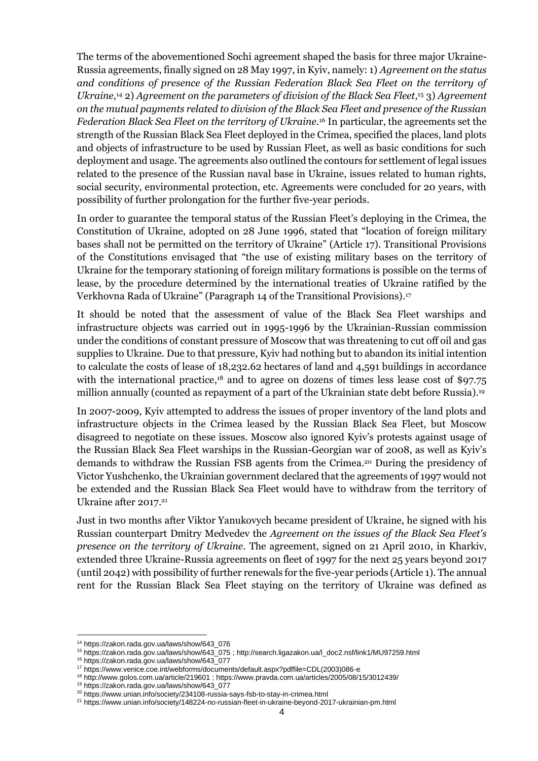The terms of the abovementioned Sochi agreement shaped the basis for three major Ukraine-Russia agreements, finally signed on 28 May 1997, in Kyiv, namely: 1) *Agreement on the status and conditions of presence of the Russian Federation Black Sea Fleet on the territory of Ukraine*,[14] 2) *Agreement on the parameters of division of the Black Sea Fleet*,[15] 3) *Agreement on the mutual payments related to division of the Black Sea Fleet and presence of the Russian Federation Black Sea Fleet on the territory of Ukraine*.[16] In particular, the agreements set the strength of the Russian Black Sea Fleet deployed in the Crimea, specified the places, land plots and objects of infrastructure to be used by Russian Fleet, as well as basic conditions for such deployment and usage. The agreements also outlined the contours for settlement of legal issues related to the presence of the Russian naval base in Ukraine, issues related to human rights, social security, environmental protection, etc. Agreements were concluded for 20 years, with possibility of further prolongation for the further five-year periods.

In order to guarantee the temporal status of the Russian Fleet's deploying in the Crimea, the Constitution of Ukraine, adopted on 28 June 1996, stated that "location of foreign military bases shall not be permitted on the territory of Ukraine" (Article 17). Transitional Provisions of the Constitutions envisaged that "the use of existing military bases on the territory of Ukraine for the temporary stationing of foreign military formations is possible on the terms of lease, by the procedure determined by the international treaties of Ukraine ratified by the Verkhovna Rada of Ukraine" (Paragraph 14 of the Transitional Provisions).[17]

It should be noted that the assessment of value of the Black Sea Fleet warships and infrastructure objects was carried out in 1995-1996 by the Ukrainian-Russian commission under the conditions of constant pressure of Moscow that was threatening to cut off oil and gas supplies to Ukraine. Due to that pressure, Kyiv had nothing but to abandon its initial intention to calculate the costs of lease of 18,232.62 hectares of land and 4,591 buildings in accordance with the international practice,[18] and to agree on dozens of times less lease cost of $97.75 million annually (counted as repayment of a part of the Ukrainian state debt before Russia).[19]

In 2007-2009, Kyiv attempted to address the issues of proper inventory of the land plots and infrastructure objects in the Crimea leased by the Russian Black Sea Fleet, but Moscow disagreed to negotiate on these issues. Moscow also ignored Kyiv's protests against usage of the Russian Black Sea Fleet warships in the Russian-Georgian war of 2008, as well as Kyiv's demands to withdraw the Russian FSB agents from the Crimea.[20] During the presidency of Victor Yushchenko, the Ukrainian government declared that the agreements of 1997 would not be extended and the Russian Black Sea Fleet would have to withdraw from the territory of Ukraine after 2017.[21]

Just in two months after Viktor Yanukovych became president of Ukraine, he signed with his Russian counterpart Dmitry Medvedev the *Agreement on the issues of the Black Sea Fleet's presence on the territory of Ukraine*. The agreement, signed on 21 April 2010, in Kharkiv, extended three Ukraine-Russia agreements on fleet of 1997 for the next 25 years beyond 2017 (until 2042) with possibility of further renewals for the five-year periods (Article 1). The annual rent for the Russian Black Sea Fleet staying on the territory of Ukraine was defined as

---

[14] https://zakon.rada.gov.ua/laws/show/643_076

[15] https://zakon.rada.gov.ua/laws/show/643_075 ; http://search.ligazakon.ua/l_doc2.nsf/link1/MU97259.html

[16] https://zakon.rada.gov.ua/laws/show/643_077

[17] https://www.venice.coe.int/webforms/documents/default.aspx?pdffile=CDL(2003)086-e

[18] http://www.golos.com.ua/article/219601 ; https://www.pravda.com.ua/articles/2005/08/15/3012439/

[19] https://zakon.rada.gov.ua/laws/show/643_077

[20] https://www.unian.info/society/234108-russia-says-fsb-to-stay-in-crimea.html

[21] https://www.unian.info/society/148224-no-russian-fleet-in-ukraine-beyond-2017-ukrainian-pm.html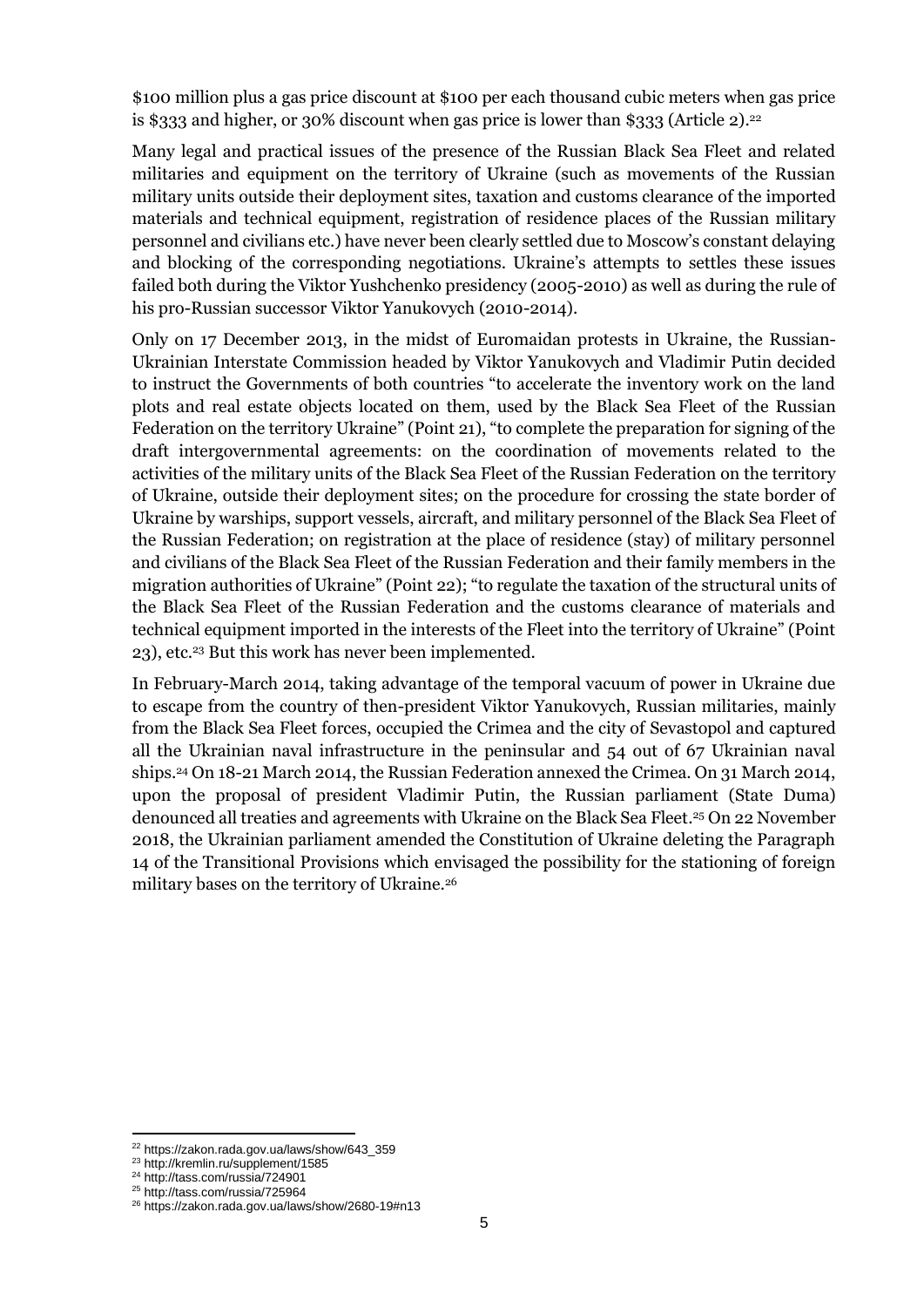$100 million plus a gas price discount at $100 per each thousand cubic meters when gas price is $333 and higher, or 30% discount when gas price is lower than $333 (Article 2).[22]

Many legal and practical issues of the presence of the Russian Black Sea Fleet and related militaries and equipment on the territory of Ukraine (such as movements of the Russian military units outside their deployment sites, taxation and customs clearance of the imported materials and technical equipment, registration of residence places of the Russian military personnel and civilians etc.) have never been clearly settled due to Moscow's constant delaying and blocking of the corresponding negotiations. Ukraine's attempts to settles these issues failed both during the Viktor Yushchenko presidency (2005-2010) as well as during the rule of his pro-Russian successor Viktor Yanukovych (2010-2014).

Only on 17 December 2013, in the midst of Euromaidan protests in Ukraine, the Russian-Ukrainian Interstate Commission headed by Viktor Yanukovych and Vladimir Putin decided to instruct the Governments of both countries "to accelerate the inventory work on the land plots and real estate objects located on them, used by the Black Sea Fleet of the Russian Federation on the territory Ukraine" (Point 21), "to complete the preparation for signing of the draft intergovernmental agreements: on the coordination of movements related to the activities of the military units of the Black Sea Fleet of the Russian Federation on the territory of Ukraine, outside their deployment sites; on the procedure for crossing the state border of Ukraine by warships, support vessels, aircraft, and military personnel of the Black Sea Fleet of the Russian Federation; on registration at the place of residence (stay) of military personnel and civilians of the Black Sea Fleet of the Russian Federation and their family members in the migration authorities of Ukraine" (Point 22); "to regulate the taxation of the structural units of the Black Sea Fleet of the Russian Federation and the customs clearance of materials and technical equipment imported in the interests of the Fleet into the territory of Ukraine" (Point 23), etc.[23] But this work has never been implemented.

In February-March 2014, taking advantage of the temporal vacuum of power in Ukraine due to escape from the country of then-president Viktor Yanukovych, Russian militaries, mainly from the Black Sea Fleet forces, occupied the Crimea and the city of Sevastopol and captured all the Ukrainian naval infrastructure in the peninsular and 54 out of 67 Ukrainian naval ships.[24] On 18-21 March 2014, the Russian Federation annexed the Crimea. On 31 March 2014, upon the proposal of president Vladimir Putin, the Russian parliament (State Duma) denounced all treaties and agreements with Ukraine on the Black Sea Fleet.[25] On 22 November 2018, the Ukrainian parliament amended the Constitution of Ukraine deleting the Paragraph 14 of the Transitional Provisions which envisaged the possibility for the stationing of foreign military bases on the territory of Ukraine.[26]

---

[22] https://zakon.rada.gov.ua/laws/show/643_359

[23] http://kremlin.ru/supplement/1585

[24] http://tass.com/russia/724901

[25] http://tass.com/russia/725964

[26] https://zakon.rada.gov.ua/laws/show/2680-19#n13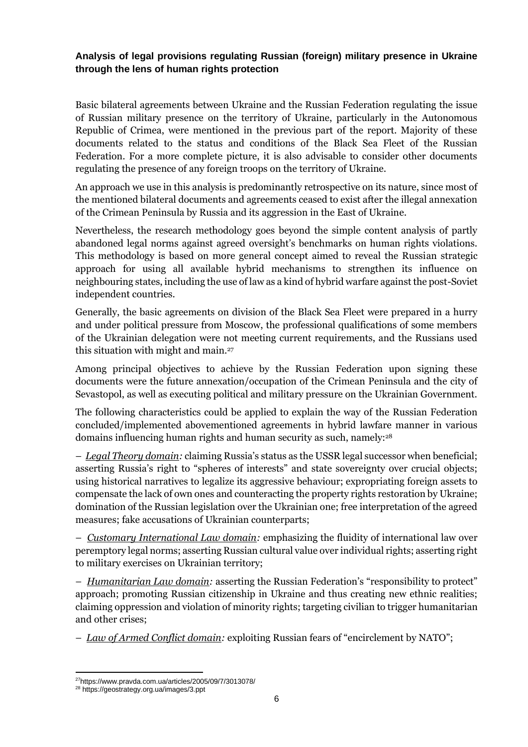**Analysis of legal provisions regulating Russian (foreign) military presence in Ukraine through the lens of human rights protection**

Basic bilateral agreements between Ukraine and the Russian Federation regulating the issue of Russian military presence on the territory of Ukraine, particularly in the Autonomous Republic of Crimea, were mentioned in the previous part of the report. Majority of these documents related to the status and conditions of the Black Sea Fleet of the Russian Federation. For a more complete picture, it is also advisable to consider other documents regulating the presence of any foreign troops on the territory of Ukraine.

An approach we use in this analysis is predominantly retrospective on its nature, since most of the mentioned bilateral documents and agreements ceased to exist after the illegal annexation of the Crimean Peninsula by Russia and its aggression in the East of Ukraine.

Nevertheless, the research methodology goes beyond the simple content analysis of partly abandoned legal norms against agreed oversight's benchmarks on human rights violations. This methodology is based on more general concept aimed to reveal the Russian strategic approach for using all available hybrid mechanisms to strengthen its influence on neighbouring states, including the use of law as a kind of hybrid warfare against the post-Soviet independent countries.

Generally, the basic agreements on division of the Black Sea Fleet were prepared in a hurry and under political pressure from Moscow, the professional qualifications of some members of the Ukrainian delegation were not meeting current requirements, and the Russians used this situation with might and main.[27]

Among principal objectives to achieve by the Russian Federation upon signing these documents were the future annexation/occupation of the Crimean Peninsula and the city of Sevastopol, as well as executing political and military pressure on the Ukrainian Government.

The following characteristics could be applied to explain the way of the Russian Federation concluded/implemented abovementioned agreements in hybrid lawfare manner in various domains influencing human rights and human security as such, namely:[28]

– *Legal Theory domain:* claiming Russia's status as the USSR legal successor when beneficial; asserting Russia's right to "spheres of interests" and state sovereignty over crucial objects; using historical narratives to legalize its aggressive behaviour; expropriating foreign assets to compensate the lack of own ones and counteracting the property rights restoration by Ukraine; domination of the Russian legislation over the Ukrainian one; free interpretation of the agreed measures; fake accusations of Ukrainian counterparts;

– *Customary International Law domain:* emphasizing the fluidity of international law over peremptory legal norms; asserting Russian cultural value over individual rights; asserting right to military exercises on Ukrainian territory;

– *Humanitarian Law domain:* asserting the Russian Federation's "responsibility to protect" approach; promoting Russian citizenship in Ukraine and thus creating new ethnic realities; claiming oppression and violation of minority rights; targeting civilian to trigger humanitarian and other crises;

– *Law of Armed Conflict domain:* exploiting Russian fears of "encirclement by NATO";

---

[27] https://www.pravda.com.ua/articles/2005/09/7/3013078/

[28] https://geostrategy.org.ua/images/3.ppt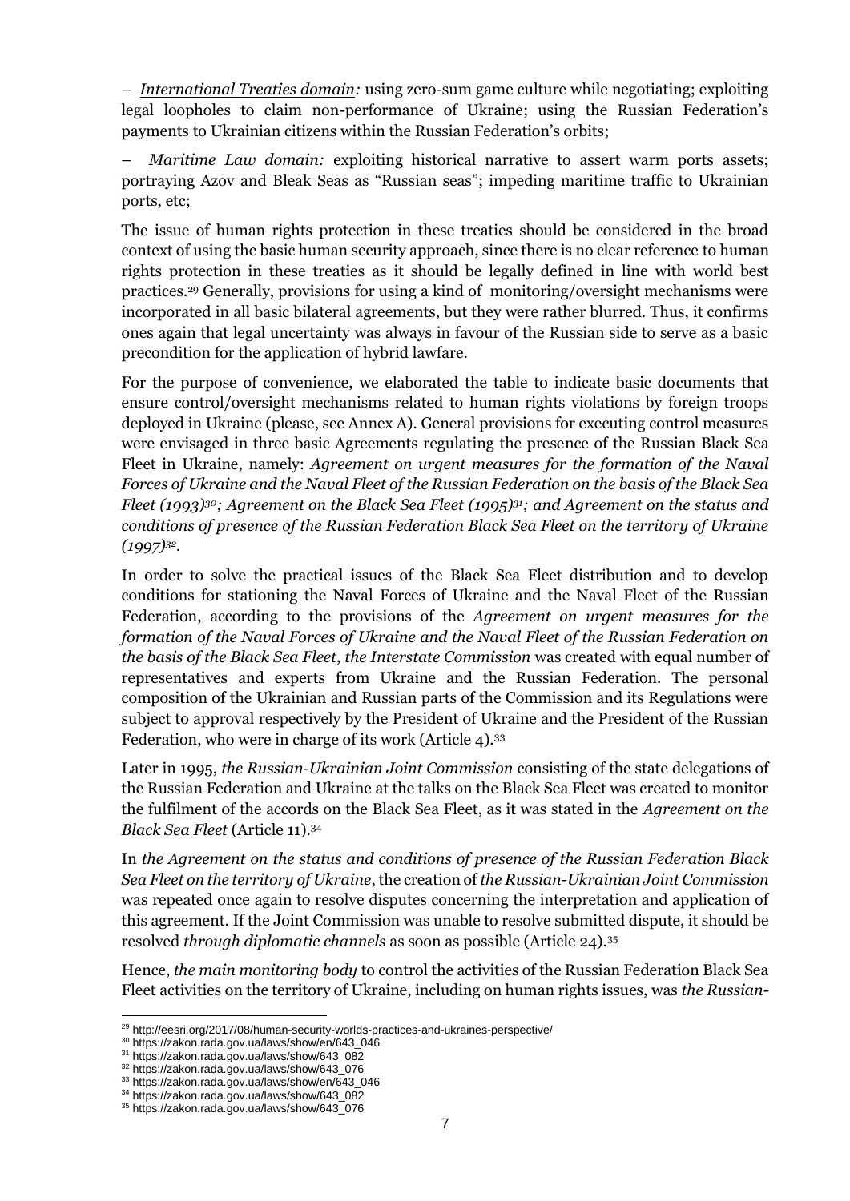– *International Treaties domain:* using zero-sum game culture while negotiating; exploiting legal loopholes to claim non-performance of Ukraine; using the Russian Federation's payments to Ukrainian citizens within the Russian Federation's orbits;

– *Maritime Law domain:* exploiting historical narrative to assert warm ports assets; portraying Azov and Bleak Seas as "Russian seas"; impeding maritime traffic to Ukrainian ports, etc;

The issue of human rights protection in these treaties should be considered in the broad context of using the basic human security approach, since there is no clear reference to human rights protection in these treaties as it should be legally defined in line with world best practices.[29] Generally, provisions for using a kind of monitoring/oversight mechanisms were incorporated in all basic bilateral agreements, but they were rather blurred. Thus, it confirms ones again that legal uncertainty was always in favour of the Russian side to serve as a basic precondition for the application of hybrid lawfare.

For the purpose of convenience, we elaborated the table to indicate basic documents that ensure control/oversight mechanisms related to human rights violations by foreign troops deployed in Ukraine (please, see Annex A). General provisions for executing control measures were envisaged in three basic Agreements regulating the presence of the Russian Black Sea Fleet in Ukraine, namely: *Agreement on urgent measures for the formation of the Naval Forces of Ukraine and the Naval Fleet of the Russian Federation on the basis of the Black Sea Fleet (1993)*[30]*; Agreement on the Black Sea Fleet (1995)*[31]*; and Agreement on the status and conditions of presence of the Russian Federation Black Sea Fleet on the territory of Ukraine (1997)*[32].

In order to solve the practical issues of the Black Sea Fleet distribution and to develop conditions for stationing the Naval Forces of Ukraine and the Naval Fleet of the Russian Federation, according to the provisions of the *Agreement on urgent measures for the formation of the Naval Forces of Ukraine and the Naval Fleet of the Russian Federation on the basis of the Black Sea Fleet*, *the Interstate Commission* was created with equal number of representatives and experts from Ukraine and the Russian Federation. The personal composition of the Ukrainian and Russian parts of the Commission and its Regulations were subject to approval respectively by the President of Ukraine and the President of the Russian Federation, who were in charge of its work (Article 4).[33]

Later in 1995, *the Russian-Ukrainian Joint Commission* consisting of the state delegations of the Russian Federation and Ukraine at the talks on the Black Sea Fleet was created to monitor the fulfilment of the accords on the Black Sea Fleet, as it was stated in the *Agreement on the Black Sea Fleet* (Article 11).[34]

In *the Agreement on the status and conditions of presence of the Russian Federation Black Sea Fleet on the territory of Ukraine*, the creation of *the Russian-Ukrainian Joint Commission* was repeated once again to resolve disputes concerning the interpretation and application of this agreement. If the Joint Commission was unable to resolve submitted dispute, it should be resolved *through diplomatic channels* as soon as possible (Article 24).[35]

Hence, *the main monitoring body* to control the activities of the Russian Federation Black Sea Fleet activities on the territory of Ukraine, including on human rights issues, was *the Russian-*

---

[29] http://eesri.org/2017/08/human-security-worlds-practices-and-ukraines-perspective/
[30] https://zakon.rada.gov.ua/laws/show/en/643_046
[31] https://zakon.rada.gov.ua/laws/show/643_082
[32] https://zakon.rada.gov.ua/laws/show/643_076
[33] https://zakon.rada.gov.ua/laws/show/en/643_046
[34] https://zakon.rada.gov.ua/laws/show/643_082
[35] https://zakon.rada.gov.ua/laws/show/643_076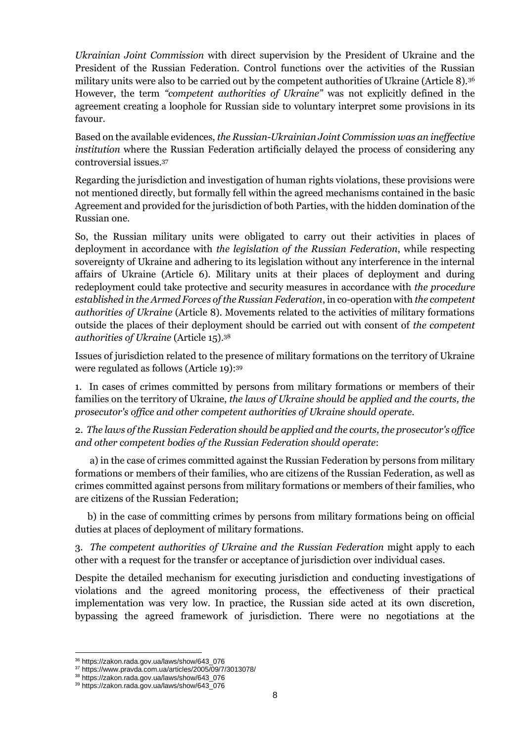*Ukrainian Joint Commission* with direct supervision by the President of Ukraine and the President of the Russian Federation. Control functions over the activities of the Russian military units were also to be carried out by the competent authorities of Ukraine (Article 8).[36] However, the term *"competent authorities of Ukraine"* was not explicitly defined in the agreement creating a loophole for Russian side to voluntary interpret some provisions in its favour.

Based on the available evidences, *the Russian-Ukrainian Joint Commission was an ineffective institution* where the Russian Federation artificially delayed the process of considering any controversial issues.[37]

Regarding the jurisdiction and investigation of human rights violations, these provisions were not mentioned directly, but formally fell within the agreed mechanisms contained in the basic Agreement and provided for the jurisdiction of both Parties, with the hidden domination of the Russian one.

So, the Russian military units were obligated to carry out their activities in places of deployment in accordance with *the legislation of the Russian Federation*, while respecting sovereignty of Ukraine and adhering to its legislation without any interference in the internal affairs of Ukraine (Article 6). Military units at their places of deployment and during redeployment could take protective and security measures in accordance with *the procedure established in the Armed Forces of the Russian Federation*, in co-operation with *the competent authorities of Ukraine* (Article 8). Movements related to the activities of military formations outside the places of their deployment should be carried out with consent of *the competent authorities of Ukraine* (Article 15).[38]

Issues of jurisdiction related to the presence of military formations on the territory of Ukraine were regulated as follows (Article 19):[39]

1. In cases of crimes committed by persons from military formations or members of their families on the territory of Ukraine, *the laws of Ukraine should be applied and the courts, the prosecutor's office and other competent authorities of Ukraine should operate*.

2. *The laws of the Russian Federation should be applied and the courts, the prosecutor's office and other competent bodies of the Russian Federation should operate*:

   a) in the case of crimes committed against the Russian Federation by persons from military formations or members of their families, who are citizens of the Russian Federation, as well as crimes committed against persons from military formations or members of their families, who are citizens of the Russian Federation;

   b) in the case of committing crimes by persons from military formations being on official duties at places of deployment of military formations.

3. *The competent authorities of Ukraine and the Russian Federation* might apply to each other with a request for the transfer or acceptance of jurisdiction over individual cases.

Despite the detailed mechanism for executing jurisdiction and conducting investigations of violations and the agreed monitoring process, the effectiveness of their practical implementation was very low. In practice, the Russian side acted at its own discretion, bypassing the agreed framework of jurisdiction. There were no negotiations at the

[36] https://zakon.rada.gov.ua/laws/show/643_076
[37] https://www.pravda.com.ua/articles/2005/09/7/3013078/
[38] https://zakon.rada.gov.ua/laws/show/643_076
[39] https://zakon.rada.gov.ua/laws/show/643_076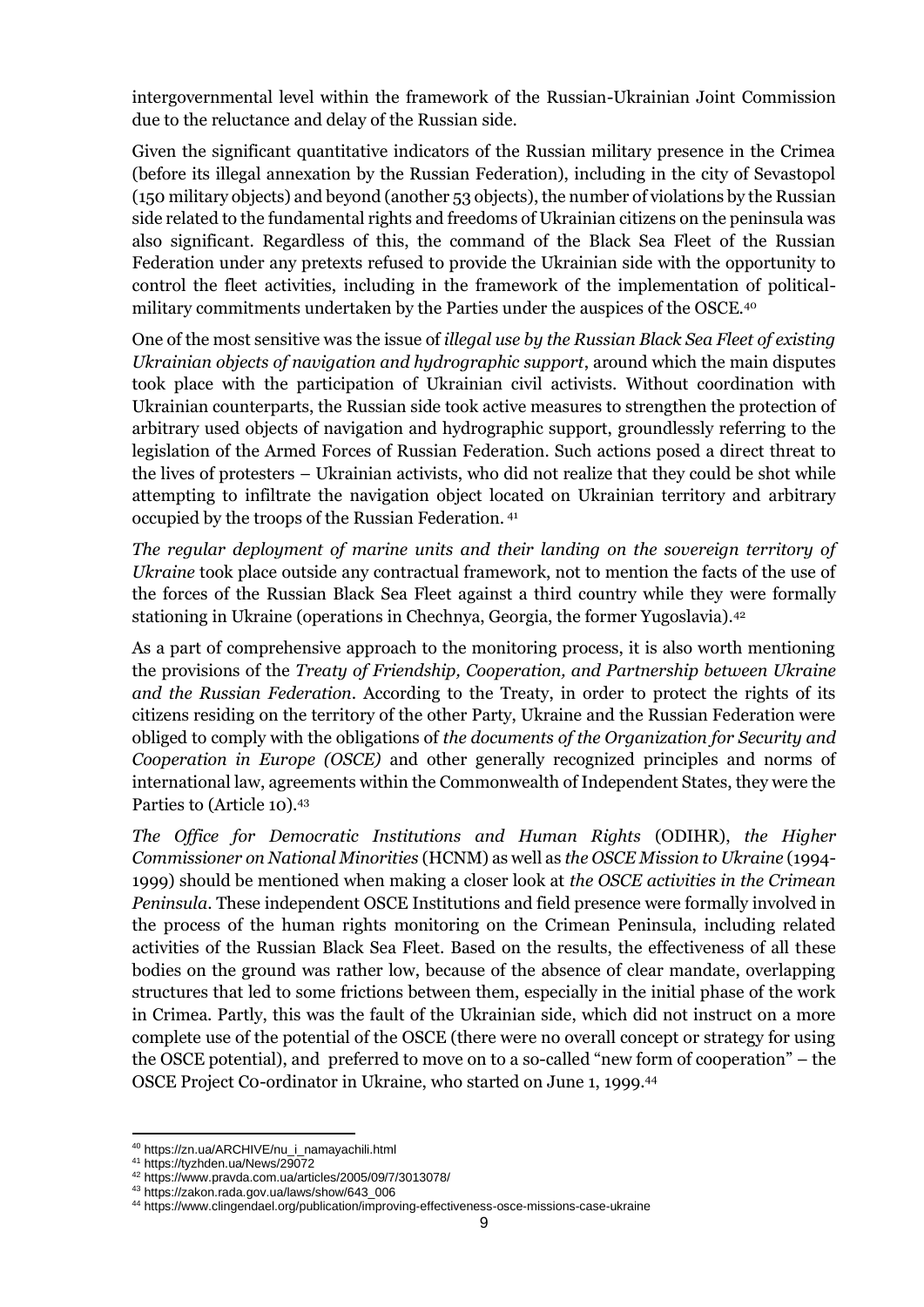intergovernmental level within the framework of the Russian-Ukrainian Joint Commission due to the reluctance and delay of the Russian side.

Given the significant quantitative indicators of the Russian military presence in the Crimea (before its illegal annexation by the Russian Federation), including in the city of Sevastopol (150 military objects) and beyond (another 53 objects), the number of violations by the Russian side related to the fundamental rights and freedoms of Ukrainian citizens on the peninsula was also significant. Regardless of this, the command of the Black Sea Fleet of the Russian Federation under any pretexts refused to provide the Ukrainian side with the opportunity to control the fleet activities, including in the framework of the implementation of political-military commitments undertaken by the Parties under the auspices of the OSCE.[40]

One of the most sensitive was the issue of *illegal use by the Russian Black Sea Fleet of existing Ukrainian objects of navigation and hydrographic support*, around which the main disputes took place with the participation of Ukrainian civil activists. Without coordination with Ukrainian counterparts, the Russian side took active measures to strengthen the protection of arbitrary used objects of navigation and hydrographic support, groundlessly referring to the legislation of the Armed Forces of Russian Federation. Such actions posed a direct threat to the lives of protesters – Ukrainian activists, who did not realize that they could be shot while attempting to infiltrate the navigation object located on Ukrainian territory and arbitrary occupied by the troops of the Russian Federation. [41]

*The regular deployment of marine units and their landing on the sovereign territory of Ukraine* took place outside any contractual framework, not to mention the facts of the use of the forces of the Russian Black Sea Fleet against a third country while they were formally stationing in Ukraine (operations in Chechnya, Georgia, the former Yugoslavia).[42]

As a part of comprehensive approach to the monitoring process, it is also worth mentioning the provisions of the *Treaty of Friendship, Cooperation, and Partnership between Ukraine and the Russian Federation*. According to the Treaty, in order to protect the rights of its citizens residing on the territory of the other Party, Ukraine and the Russian Federation were obliged to comply with the obligations of *the documents of the Organization for Security and Cooperation in Europe (OSCE)* and other generally recognized principles and norms of international law, agreements within the Commonwealth of Independent States, they were the Parties to (Article 10).[43]

*The Office for Democratic Institutions and Human Rights* (ODIHR), *the Higher Commissioner on National Minorities* (HCNM) as well as *the OSCE Mission to Ukraine* (1994-1999) should be mentioned when making a closer look at *the OSCE activities in the Crimean Peninsula*. These independent OSCE Institutions and field presence were formally involved in the process of the human rights monitoring on the Crimean Peninsula, including related activities of the Russian Black Sea Fleet. Based on the results, the effectiveness of all these bodies on the ground was rather low, because of the absence of clear mandate, overlapping structures that led to some frictions between them, especially in the initial phase of the work in Crimea. Partly, this was the fault of the Ukrainian side, which did not instruct on a more complete use of the potential of the OSCE (there were no overall concept or strategy for using the OSCE potential), and preferred to move on to a so-called "new form of cooperation" – the OSCE Project Co-ordinator in Ukraine, who started on June 1, 1999.[44]

---

[40] https://zn.ua/ARCHIVE/nu_i_namayachili.html

[41] https://tyzhden.ua/News/29072

[42] https://www.pravda.com.ua/articles/2005/09/7/3013078/

[43] https://zakon.rada.gov.ua/laws/show/643_006

[44] https://www.clingendael.org/publication/improving-effectiveness-osce-missions-case-ukraine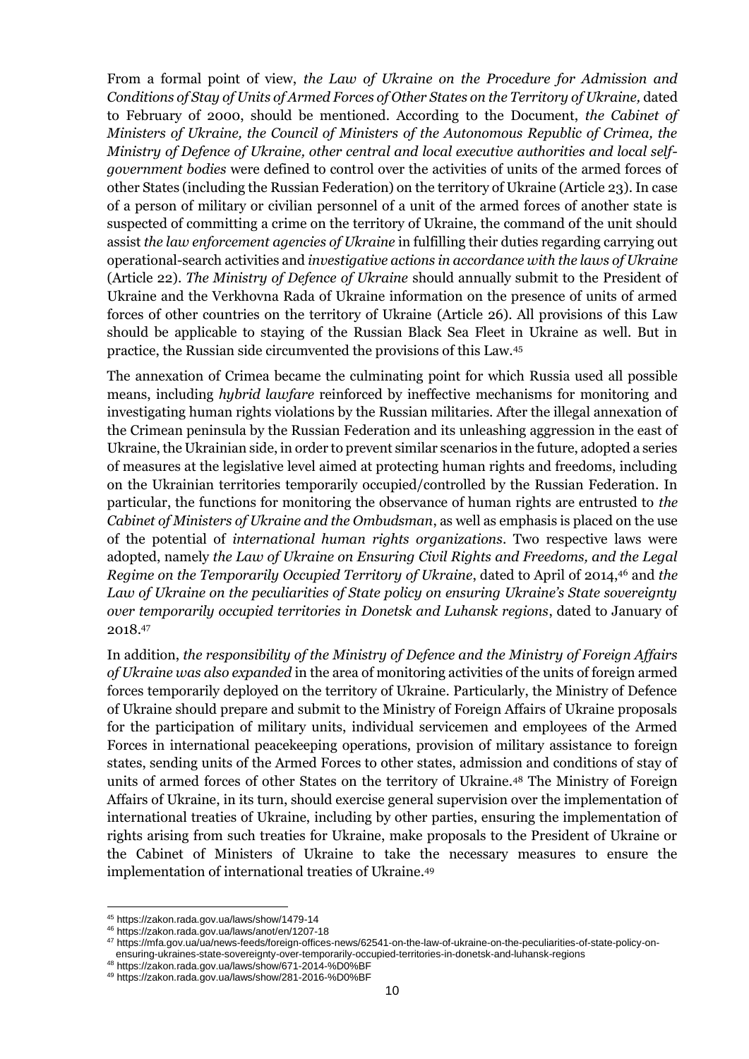From a formal point of view, *the Law of Ukraine on the Procedure for Admission and Conditions of Stay of Units of Armed Forces of Other States on the Territory of Ukraine,* dated to February of 2000, should be mentioned. According to the Document, *the Cabinet of Ministers of Ukraine, the Council of Ministers of the Autonomous Republic of Crimea, the Ministry of Defence of Ukraine, other central and local executive authorities and local self-government bodies* were defined to control over the activities of units of the armed forces of other States (including the Russian Federation) on the territory of Ukraine (Article 23). In case of a person of military or civilian personnel of a unit of the armed forces of another state is suspected of committing a crime on the territory of Ukraine, the command of the unit should assist *the law enforcement agencies of Ukraine* in fulfilling their duties regarding carrying out operational-search activities and *investigative actions in accordance with the laws of Ukraine* (Article 22). *The Ministry of Defence of Ukraine* should annually submit to the President of Ukraine and the Verkhovna Rada of Ukraine information on the presence of units of armed forces of other countries on the territory of Ukraine (Article 26). All provisions of this Law should be applicable to staying of the Russian Black Sea Fleet in Ukraine as well. But in practice, the Russian side circumvented the provisions of this Law.[45]

The annexation of Crimea became the culminating point for which Russia used all possible means, including *hybrid lawfare* reinforced by ineffective mechanisms for monitoring and investigating human rights violations by the Russian militaries. After the illegal annexation of the Crimean peninsula by the Russian Federation and its unleashing aggression in the east of Ukraine, the Ukrainian side, in order to prevent similar scenarios in the future, adopted a series of measures at the legislative level aimed at protecting human rights and freedoms, including on the Ukrainian territories temporarily occupied/controlled by the Russian Federation. In particular, the functions for monitoring the observance of human rights are entrusted to *the Cabinet of Ministers of Ukraine and the Ombudsman*, as well as emphasis is placed on the use of the potential of *international human rights organizations*. Two respective laws were adopted, namely *the Law of Ukraine on Ensuring Civil Rights and Freedoms, and the Legal Regime on the Temporarily Occupied Territory of Ukraine*, dated to April of 2014,[46] and *the Law of Ukraine on the peculiarities of State policy on ensuring Ukraine's State sovereignty over temporarily occupied territories in Donetsk and Luhansk regions*, dated to January of 2018.[47]

In addition, *the responsibility of the Ministry of Defence and the Ministry of Foreign Affairs of Ukraine was also expanded* in the area of monitoring activities of the units of foreign armed forces temporarily deployed on the territory of Ukraine. Particularly, the Ministry of Defence of Ukraine should prepare and submit to the Ministry of Foreign Affairs of Ukraine proposals for the participation of military units, individual servicemen and employees of the Armed Forces in international peacekeeping operations, provision of military assistance to foreign states, sending units of the Armed Forces to other states, admission and conditions of stay of units of armed forces of other States on the territory of Ukraine.[48] The Ministry of Foreign Affairs of Ukraine, in its turn, should exercise general supervision over the implementation of international treaties of Ukraine, including by other parties, ensuring the implementation of rights arising from such treaties for Ukraine, make proposals to the President of Ukraine or the Cabinet of Ministers of Ukraine to take the necessary measures to ensure the implementation of international treaties of Ukraine.[49]

---

[45] https://zakon.rada.gov.ua/laws/show/1479-14

[46] https://zakon.rada.gov.ua/laws/anot/en/1207-18

[47] https://mfa.gov.ua/ua/news-feeds/foreign-offices-news/62541-on-the-law-of-ukraine-on-the-peculiarities-of-state-policy-on-ensuring-ukraines-state-sovereignty-over-temporarily-occupied-territories-in-donetsk-and-luhansk-regions

[48] https://zakon.rada.gov.ua/laws/show/671-2014-%D0%BF

[49] https://zakon.rada.gov.ua/laws/show/281-2016-%D0%BF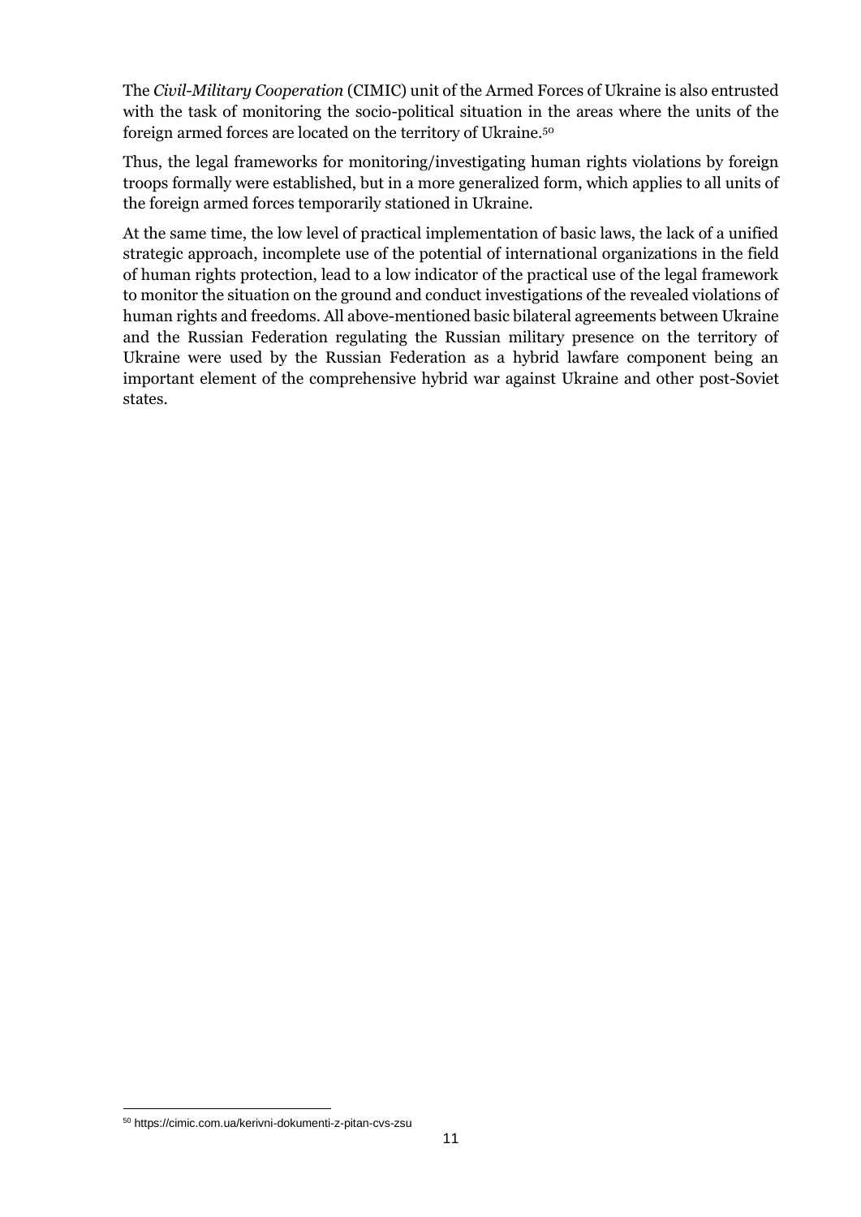The *Civil-Military Cooperation* (CIMIC) unit of the Armed Forces of Ukraine is also entrusted with the task of monitoring the socio-political situation in the areas where the units of the foreign armed forces are located on the territory of Ukraine.[50]

Thus, the legal frameworks for monitoring/investigating human rights violations by foreign troops formally were established, but in a more generalized form, which applies to all units of the foreign armed forces temporarily stationed in Ukraine.

At the same time, the low level of practical implementation of basic laws, the lack of a unified strategic approach, incomplete use of the potential of international organizations in the field of human rights protection, lead to a low indicator of the practical use of the legal framework to monitor the situation on the ground and conduct investigations of the revealed violations of human rights and freedoms. All above-mentioned basic bilateral agreements between Ukraine and the Russian Federation regulating the Russian military presence on the territory of Ukraine were used by the Russian Federation as a hybrid lawfare component being an important element of the comprehensive hybrid war against Ukraine and other post-Soviet states.

[50] https://cimic.com.ua/kerivni-dokumenti-z-pitan-cvs-zsu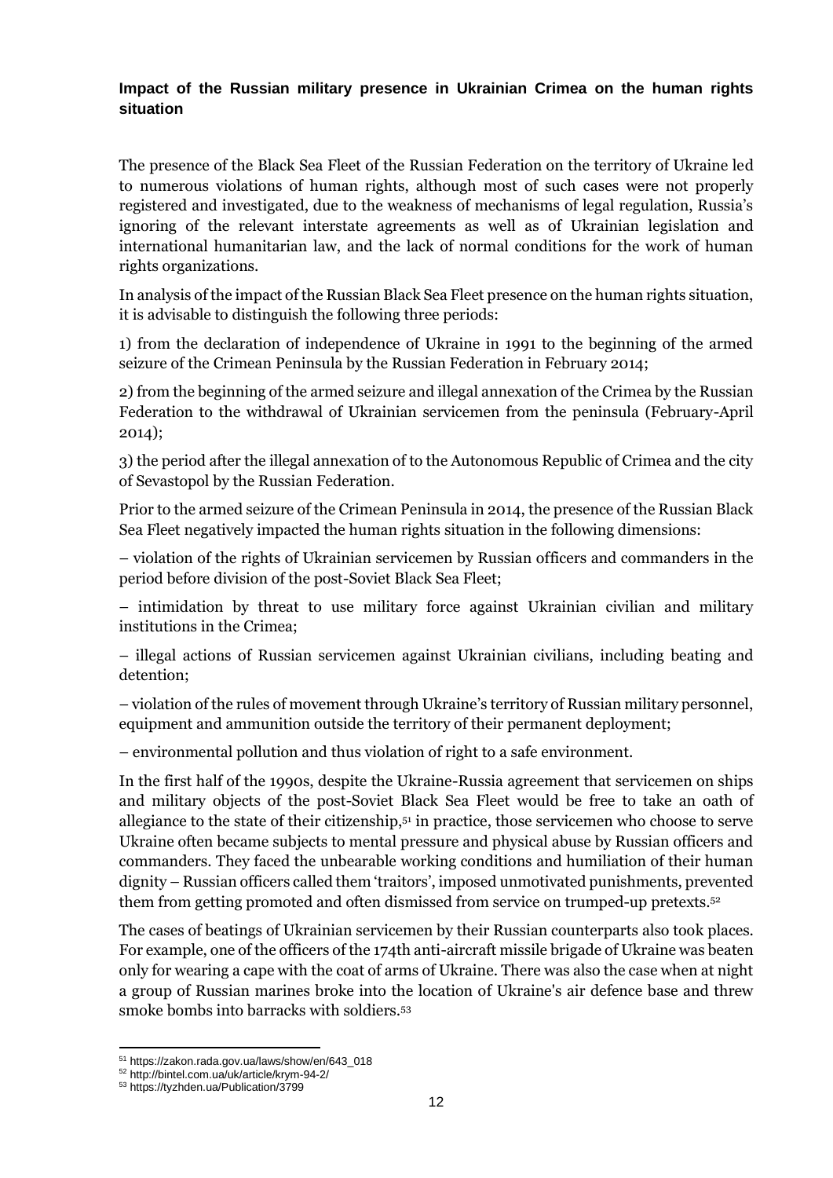**Impact of the Russian military presence in Ukrainian Crimea on the human rights situation**

The presence of the Black Sea Fleet of the Russian Federation on the territory of Ukraine led to numerous violations of human rights, although most of such cases were not properly registered and investigated, due to the weakness of mechanisms of legal regulation, Russia's ignoring of the relevant interstate agreements as well as of Ukrainian legislation and international humanitarian law, and the lack of normal conditions for the work of human rights organizations.

In analysis of the impact of the Russian Black Sea Fleet presence on the human rights situation, it is advisable to distinguish the following three periods:

1) from the declaration of independence of Ukraine in 1991 to the beginning of the armed seizure of the Crimean Peninsula by the Russian Federation in February 2014;

2) from the beginning of the armed seizure and illegal annexation of the Crimea by the Russian Federation to the withdrawal of Ukrainian servicemen from the peninsula (February-April 2014);

3) the period after the illegal annexation of to the Autonomous Republic of Crimea and the city of Sevastopol by the Russian Federation.

Prior to the armed seizure of the Crimean Peninsula in 2014, the presence of the Russian Black Sea Fleet negatively impacted the human rights situation in the following dimensions:

– violation of the rights of Ukrainian servicemen by Russian officers and commanders in the period before division of the post-Soviet Black Sea Fleet;

– intimidation by threat to use military force against Ukrainian civilian and military institutions in the Crimea;

– illegal actions of Russian servicemen against Ukrainian civilians, including beating and detention;

– violation of the rules of movement through Ukraine's territory of Russian military personnel, equipment and ammunition outside the territory of their permanent deployment;

– environmental pollution and thus violation of right to a safe environment.

In the first half of the 1990s, despite the Ukraine-Russia agreement that servicemen on ships and military objects of the post-Soviet Black Sea Fleet would be free to take an oath of allegiance to the state of their citizenship,[51] in practice, those servicemen who choose to serve Ukraine often became subjects to mental pressure and physical abuse by Russian officers and commanders. They faced the unbearable working conditions and humiliation of their human dignity – Russian officers called them 'traitors', imposed unmotivated punishments, prevented them from getting promoted and often dismissed from service on trumped-up pretexts.[52]

The cases of beatings of Ukrainian servicemen by their Russian counterparts also took places. For example, one of the officers of the 174th anti-aircraft missile brigade of Ukraine was beaten only for wearing a cape with the coat of arms of Ukraine. There was also the case when at night a group of Russian marines broke into the location of Ukraine's air defence base and threw smoke bombs into barracks with soldiers.[53]

---

[51] https://zakon.rada.gov.ua/laws/show/en/643_018

[52] http://bintel.com.ua/uk/article/krym-94-2/

[53] https://tyzhden.ua/Publication/3799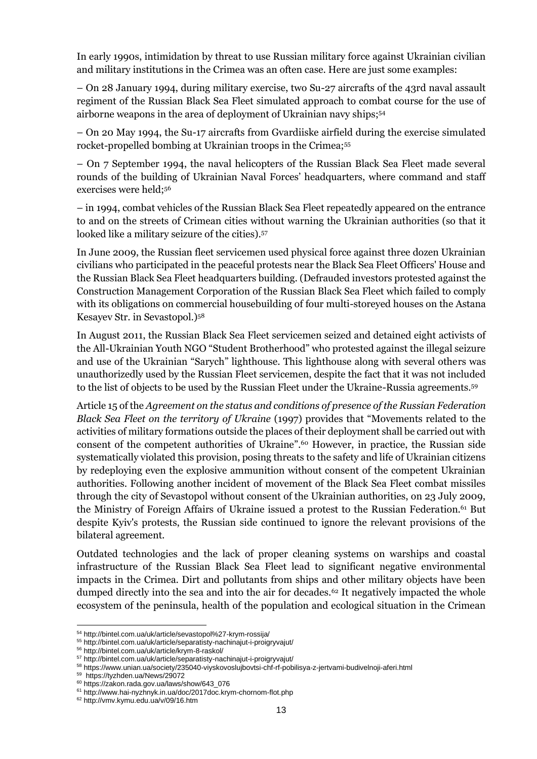In early 1990s, intimidation by threat to use Russian military force against Ukrainian civilian and military institutions in the Crimea was an often case. Here are just some examples:

– On 28 January 1994, during military exercise, two Su-27 aircrafts of the 43rd naval assault regiment of the Russian Black Sea Fleet simulated approach to combat course for the use of airborne weapons in the area of deployment of Ukrainian navy ships;[54]

– On 20 May 1994, the Su-17 aircrafts from Gvardiiske airfield during the exercise simulated rocket-propelled bombing at Ukrainian troops in the Crimea;[55]

– On 7 September 1994, the naval helicopters of the Russian Black Sea Fleet made several rounds of the building of Ukrainian Naval Forces' headquarters, where command and staff exercises were held;[56]

– in 1994, combat vehicles of the Russian Black Sea Fleet repeatedly appeared on the entrance to and on the streets of Crimean cities without warning the Ukrainian authorities (so that it looked like a military seizure of the cities).[57]

In June 2009, the Russian fleet servicemen used physical force against three dozen Ukrainian civilians who participated in the peaceful protests near the Black Sea Fleet Officers' House and the Russian Black Sea Fleet headquarters building. (Defrauded investors protested against the Construction Management Corporation of the Russian Black Sea Fleet which failed to comply with its obligations on commercial housebuilding of four multi-storeyed houses on the Astana Kesayev Str. in Sevastopol.)[58]

In August 2011, the Russian Black Sea Fleet servicemen seized and detained eight activists of the All-Ukrainian Youth NGO "Student Brotherhood" who protested against the illegal seizure and use of the Ukrainian "Sarych" lighthouse. This lighthouse along with several others was unauthorizedly used by the Russian Fleet servicemen, despite the fact that it was not included to the list of objects to be used by the Russian Fleet under the Ukraine-Russia agreements.[59]

Article 15 of the *Agreement on the status and conditions of presence of the Russian Federation Black Sea Fleet on the territory of Ukraine* (1997) provides that "Movements related to the activities of military formations outside the places of their deployment shall be carried out with consent of the competent authorities of Ukraine".[60] However, in practice, the Russian side systematically violated this provision, posing threats to the safety and life of Ukrainian citizens by redeploying even the explosive ammunition without consent of the competent Ukrainian authorities. Following another incident of movement of the Black Sea Fleet combat missiles through the city of Sevastopol without consent of the Ukrainian authorities, on 23 July 2009, the Ministry of Foreign Affairs of Ukraine issued a protest to the Russian Federation.[61] But despite Kyiv's protests, the Russian side continued to ignore the relevant provisions of the bilateral agreement.

Outdated technologies and the lack of proper cleaning systems on warships and coastal infrastructure of the Russian Black Sea Fleet lead to significant negative environmental impacts in the Crimea. Dirt and pollutants from ships and other military objects have been dumped directly into the sea and into the air for decades.[62] It negatively impacted the whole ecosystem of the peninsula, health of the population and ecological situation in the Crimean

---

[54] http://bintel.com.ua/uk/article/sevastopol%27-krym-rossija/

[55] http://bintel.com.ua/uk/article/separatisty-nachinajut-i-proigryvajut/

[56] http://bintel.com.ua/uk/article/krym-8-raskol/

[57] http://bintel.com.ua/uk/article/separatisty-nachinajut-i-proigryvajut/

[58] https://www.unian.ua/society/235040-viyskovoslujbovtsi-chf-rf-pobilisya-z-jertvami-budivelnoji-aferi.html

[59] https://tyzhden.ua/News/29072

[60] https://zakon.rada.gov.ua/laws/show/643_076

[61] http://www.hai-nyzhnyk.in.ua/doc/2017doc.krym-chornom-flot.php

[62] http://vmv.kymu.edu.ua/v/09/16.htm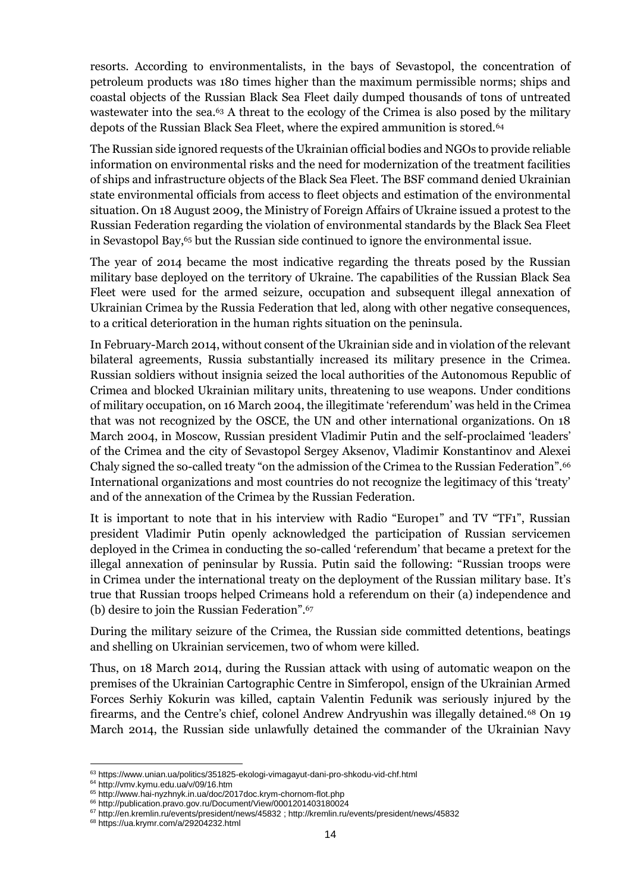resorts. According to environmentalists, in the bays of Sevastopol, the concentration of petroleum products was 180 times higher than the maximum permissible norms; ships and coastal objects of the Russian Black Sea Fleet daily dumped thousands of tons of untreated wastewater into the sea.[63] A threat to the ecology of the Crimea is also posed by the military depots of the Russian Black Sea Fleet, where the expired ammunition is stored.[64]

The Russian side ignored requests of the Ukrainian official bodies and NGOs to provide reliable information on environmental risks and the need for modernization of the treatment facilities of ships and infrastructure objects of the Black Sea Fleet. The BSF command denied Ukrainian state environmental officials from access to fleet objects and estimation of the environmental situation. On 18 August 2009, the Ministry of Foreign Affairs of Ukraine issued a protest to the Russian Federation regarding the violation of environmental standards by the Black Sea Fleet in Sevastopol Bay,[65] but the Russian side continued to ignore the environmental issue.

The year of 2014 became the most indicative regarding the threats posed by the Russian military base deployed on the territory of Ukraine. The capabilities of the Russian Black Sea Fleet were used for the armed seizure, occupation and subsequent illegal annexation of Ukrainian Crimea by the Russia Federation that led, along with other negative consequences, to a critical deterioration in the human rights situation on the peninsula.

In February-March 2014, without consent of the Ukrainian side and in violation of the relevant bilateral agreements, Russia substantially increased its military presence in the Crimea. Russian soldiers without insignia seized the local authorities of the Autonomous Republic of Crimea and blocked Ukrainian military units, threatening to use weapons. Under conditions of military occupation, on 16 March 2004, the illegitimate 'referendum' was held in the Crimea that was not recognized by the OSCE, the UN and other international organizations. On 18 March 2004, in Moscow, Russian president Vladimir Putin and the self-proclaimed 'leaders' of the Crimea and the city of Sevastopol Sergey Aksenov, Vladimir Konstantinov and Alexei Chaly signed the so-called treaty "on the admission of the Crimea to the Russian Federation".[66] International organizations and most countries do not recognize the legitimacy of this 'treaty' and of the annexation of the Crimea by the Russian Federation.

It is important to note that in his interview with Radio "Europe1" and TV "TF1", Russian president Vladimir Putin openly acknowledged the participation of Russian servicemen deployed in the Crimea in conducting the so-called 'referendum' that became a pretext for the illegal annexation of peninsular by Russia. Putin said the following: "Russian troops were in Crimea under the international treaty on the deployment of the Russian military base. It's true that Russian troops helped Crimeans hold a referendum on their (a) independence and (b) desire to join the Russian Federation".[67]

During the military seizure of the Crimea, the Russian side committed detentions, beatings and shelling on Ukrainian servicemen, two of whom were killed.

Thus, on 18 March 2014, during the Russian attack with using of automatic weapon on the premises of the Ukrainian Cartographic Centre in Simferopol, ensign of the Ukrainian Armed Forces Serhiy Kokurin was killed, captain Valentin Fedunik was seriously injured by the firearms, and the Centre's chief, colonel Andrew Andryushin was illegally detained.[68] On 19 March 2014, the Russian side unlawfully detained the commander of the Ukrainian Navy

[63] https://www.unian.ua/politics/351825-ekologi-vimagayut-dani-pro-shkodu-vid-chf.html
[64] http://vmv.kymu.edu.ua/v/09/16.htm
[65] http://www.hai-nyzhnyk.in.ua/doc/2017doc.krym-chornom-flot.php
[66] http://publication.pravo.gov.ru/Document/View/0001201403180024
[67] http://en.kremlin.ru/events/president/news/45832 ; http://kremlin.ru/events/president/news/45832
[68] https://ua.krymr.com/a/29204232.html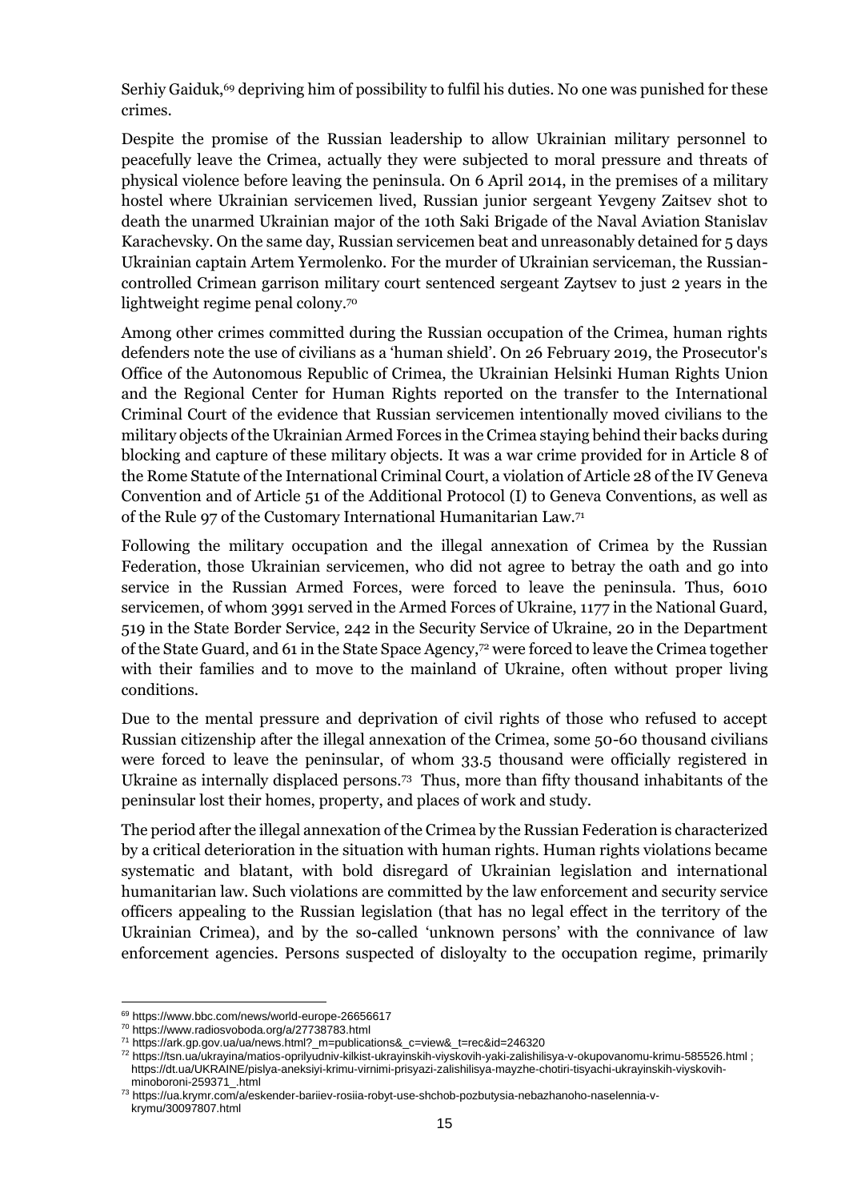Serhiy Gaiduk,[69] depriving him of possibility to fulfil his duties. No one was punished for these crimes.

Despite the promise of the Russian leadership to allow Ukrainian military personnel to peacefully leave the Crimea, actually they were subjected to moral pressure and threats of physical violence before leaving the peninsula. On 6 April 2014, in the premises of a military hostel where Ukrainian servicemen lived, Russian junior sergeant Yevgeny Zaitsev shot to death the unarmed Ukrainian major of the 10th Saki Brigade of the Naval Aviation Stanislav Karachevsky. On the same day, Russian servicemen beat and unreasonably detained for 5 days Ukrainian captain Artem Yermolenko. For the murder of Ukrainian serviceman, the Russian-controlled Crimean garrison military court sentenced sergeant Zaytsev to just 2 years in the lightweight regime penal colony.[70]

Among other crimes committed during the Russian occupation of the Crimea, human rights defenders note the use of civilians as a 'human shield'. On 26 February 2019, the Prosecutor's Office of the Autonomous Republic of Crimea, the Ukrainian Helsinki Human Rights Union and the Regional Center for Human Rights reported on the transfer to the International Criminal Court of the evidence that Russian servicemen intentionally moved civilians to the military objects of the Ukrainian Armed Forces in the Crimea staying behind their backs during blocking and capture of these military objects. It was a war crime provided for in Article 8 of the Rome Statute of the International Criminal Court, a violation of Article 28 of the IV Geneva Convention and of Article 51 of the Additional Protocol (I) to Geneva Conventions, as well as of the Rule 97 of the Customary International Humanitarian Law.[71]

Following the military occupation and the illegal annexation of Crimea by the Russian Federation, those Ukrainian servicemen, who did not agree to betray the oath and go into service in the Russian Armed Forces, were forced to leave the peninsula. Thus, 6010 servicemen, of whom 3991 served in the Armed Forces of Ukraine, 1177 in the National Guard, 519 in the State Border Service, 242 in the Security Service of Ukraine, 20 in the Department of the State Guard, and 61 in the State Space Agency,[72] were forced to leave the Crimea together with their families and to move to the mainland of Ukraine, often without proper living conditions.

Due to the mental pressure and deprivation of civil rights of those who refused to accept Russian citizenship after the illegal annexation of the Crimea, some 50-60 thousand civilians were forced to leave the peninsular, of whom 33.5 thousand were officially registered in Ukraine as internally displaced persons.[73] Thus, more than fifty thousand inhabitants of the peninsular lost their homes, property, and places of work and study.

The period after the illegal annexation of the Crimea by the Russian Federation is characterized by a critical deterioration in the situation with human rights. Human rights violations became systematic and blatant, with bold disregard of Ukrainian legislation and international humanitarian law. Such violations are committed by the law enforcement and security service officers appealing to the Russian legislation (that has no legal effect in the territory of the Ukrainian Crimea), and by the so-called 'unknown persons' with the connivance of law enforcement agencies. Persons suspected of disloyalty to the occupation regime, primarily

---

[69] https://www.bbc.com/news/world-europe-26656617

[70] https://www.radiosvoboda.org/a/27738783.html

[71] https://ark.gp.gov.ua/ua/news.html?_m=publications&_c=view&_t=rec&id=246320

[72] https://tsn.ua/ukrayina/matios-oprilyudniv-kilkist-ukrayinskih-viyskovih-yaki-zalishilisya-v-okupovanomu-krimu-585526.html ; https://dt.ua/UKRAINE/pislya-aneksiyi-krimu-virnimi-prisyazi-zalishilisya-mayzhe-chotiri-tisyachi-ukrayinskih-viyskovih-minoboroni-259371_.html

[73] https://ua.krymr.com/a/eskender-bariiev-rosiia-robyt-use-shchob-pozbutysia-nebazhanoho-naselennia-v-krymu/30097807.html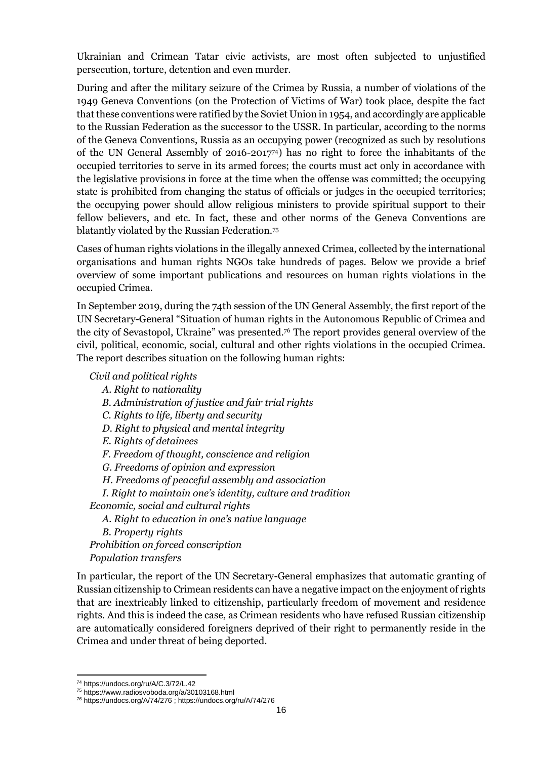Ukrainian and Crimean Tatar civic activists, are most often subjected to unjustified persecution, torture, detention and even murder.

During and after the military seizure of the Crimea by Russia, a number of violations of the 1949 Geneva Conventions (on the Protection of Victims of War) took place, despite the fact that these conventions were ratified by the Soviet Union in 1954, and accordingly are applicable to the Russian Federation as the successor to the USSR. In particular, according to the norms of the Geneva Conventions, Russia as an occupying power (recognized as such by resolutions of the UN General Assembly of 2016-2017[74]) has no right to force the inhabitants of the occupied territories to serve in its armed forces; the courts must act only in accordance with the legislative provisions in force at the time when the offense was committed; the occupying state is prohibited from changing the status of officials or judges in the occupied territories; the occupying power should allow religious ministers to provide spiritual support to their fellow believers, and etc. In fact, these and other norms of the Geneva Conventions are blatantly violated by the Russian Federation.[75]

Cases of human rights violations in the illegally annexed Crimea, collected by the international organisations and human rights NGOs take hundreds of pages. Below we provide a brief overview of some important publications and resources on human rights violations in the occupied Crimea.

In September 2019, during the 74th session of the UN General Assembly, the first report of the UN Secretary-General "Situation of human rights in the Autonomous Republic of Crimea and the city of Sevastopol, Ukraine" was presented.[76] The report provides general overview of the civil, political, economic, social, cultural and other rights violations in the occupied Crimea. The report describes situation on the following human rights:

*Civil and political rights*
- *A. Right to nationality*
- *B. Administration of justice and fair trial rights*
- *C. Rights to life, liberty and security*
- *D. Right to physical and mental integrity*
- *E. Rights of detainees*
- *F. Freedom of thought, conscience and religion*
- *G. Freedoms of opinion and expression*
- *H. Freedoms of peaceful assembly and association*
- *I. Right to maintain one's identity, culture and tradition*

*Economic, social and cultural rights*
- *A. Right to education in one's native language*
- *B. Property rights*

*Prohibition on forced conscription*

*Population transfers*

In particular, the report of the UN Secretary-General emphasizes that automatic granting of Russian citizenship to Crimean residents can have a negative impact on the enjoyment of rights that are inextricably linked to citizenship, particularly freedom of movement and residence rights. And this is indeed the case, as Crimean residents who have refused Russian citizenship are automatically considered foreigners deprived of their right to permanently reside in the Crimea and under threat of being deported.

---

[74] https://undocs.org/ru/A/C.3/72/L.42

[75] https://www.radiosvoboda.org/a/30103168.html

[76] https://undocs.org/A/74/276 ; https://undocs.org/ru/A/74/276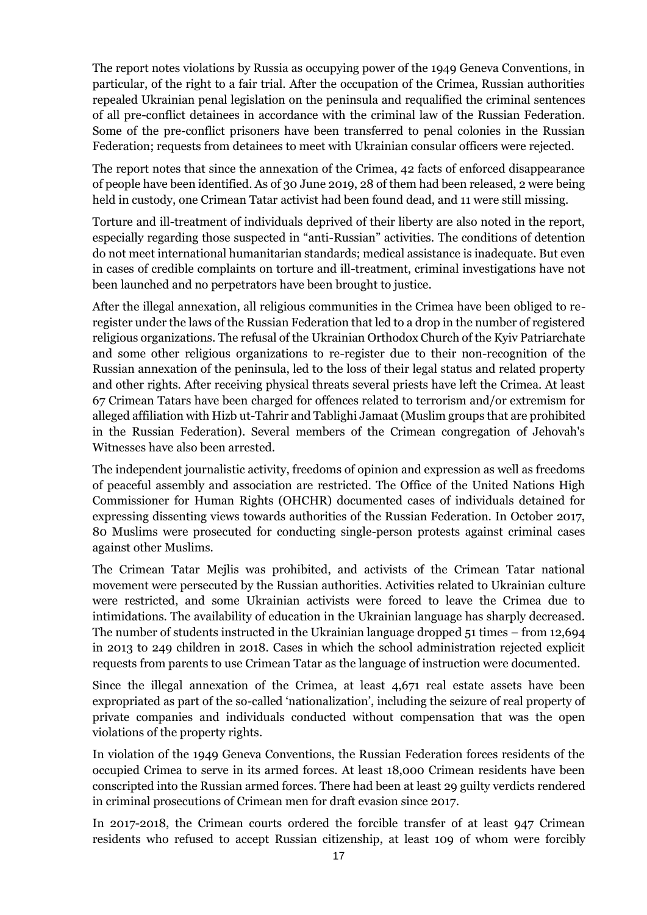The report notes violations by Russia as occupying power of the 1949 Geneva Conventions, in particular, of the right to a fair trial. After the occupation of the Crimea, Russian authorities repealed Ukrainian penal legislation on the peninsula and requalified the criminal sentences of all pre-conflict detainees in accordance with the criminal law of the Russian Federation. Some of the pre-conflict prisoners have been transferred to penal colonies in the Russian Federation; requests from detainees to meet with Ukrainian consular officers were rejected.

The report notes that since the annexation of the Crimea, 42 facts of enforced disappearance of people have been identified. As of 30 June 2019, 28 of them had been released, 2 were being held in custody, one Crimean Tatar activist had been found dead, and 11 were still missing.

Torture and ill-treatment of individuals deprived of their liberty are also noted in the report, especially regarding those suspected in "anti-Russian" activities. The conditions of detention do not meet international humanitarian standards; medical assistance is inadequate. But even in cases of credible complaints on torture and ill-treatment, criminal investigations have not been launched and no perpetrators have been brought to justice.

After the illegal annexation, all religious communities in the Crimea have been obliged to re-register under the laws of the Russian Federation that led to a drop in the number of registered religious organizations. The refusal of the Ukrainian Orthodox Church of the Kyiv Patriarchate and some other religious organizations to re-register due to their non-recognition of the Russian annexation of the peninsula, led to the loss of their legal status and related property and other rights. After receiving physical threats several priests have left the Crimea. At least 67 Crimean Tatars have been charged for offences related to terrorism and/or extremism for alleged affiliation with Hizb ut-Tahrir and Tablighi Jamaat (Muslim groups that are prohibited in the Russian Federation). Several members of the Crimean congregation of Jehovah's Witnesses have also been arrested.

The independent journalistic activity, freedoms of opinion and expression as well as freedoms of peaceful assembly and association are restricted. The Office of the United Nations High Commissioner for Human Rights (OHCHR) documented cases of individuals detained for expressing dissenting views towards authorities of the Russian Federation. In October 2017, 80 Muslims were prosecuted for conducting single-person protests against criminal cases against other Muslims.

The Crimean Tatar Mejlis was prohibited, and activists of the Crimean Tatar national movement were persecuted by the Russian authorities. Activities related to Ukrainian culture were restricted, and some Ukrainian activists were forced to leave the Crimea due to intimidations. The availability of education in the Ukrainian language has sharply decreased. The number of students instructed in the Ukrainian language dropped 51 times – from 12,694 in 2013 to 249 children in 2018. Cases in which the school administration rejected explicit requests from parents to use Crimean Tatar as the language of instruction were documented.

Since the illegal annexation of the Crimea, at least 4,671 real estate assets have been expropriated as part of the so-called 'nationalization', including the seizure of real property of private companies and individuals conducted without compensation that was the open violations of the property rights.

In violation of the 1949 Geneva Conventions, the Russian Federation forces residents of the occupied Crimea to serve in its armed forces. At least 18,000 Crimean residents have been conscripted into the Russian armed forces. There had been at least 29 guilty verdicts rendered in criminal prosecutions of Crimean men for draft evasion since 2017.

In 2017-2018, the Crimean courts ordered the forcible transfer of at least 947 Crimean residents who refused to accept Russian citizenship, at least 109 of whom were forcibly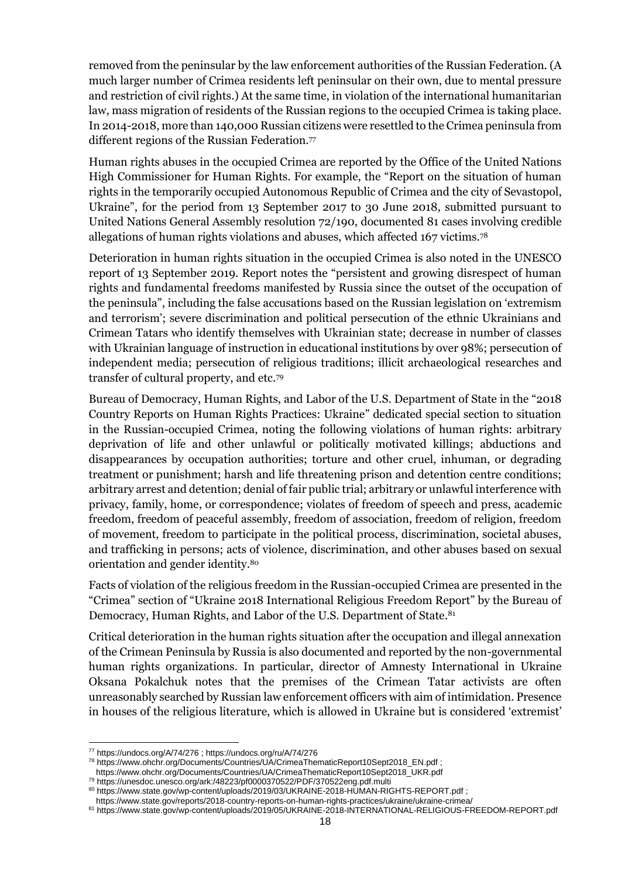removed from the peninsular by the law enforcement authorities of the Russian Federation. (A much larger number of Crimea residents left peninsular on their own, due to mental pressure and restriction of civil rights.) At the same time, in violation of the international humanitarian law, mass migration of residents of the Russian regions to the occupied Crimea is taking place. In 2014-2018, more than 140,000 Russian citizens were resettled to the Crimea peninsula from different regions of the Russian Federation.[77]

Human rights abuses in the occupied Crimea are reported by the Office of the United Nations High Commissioner for Human Rights. For example, the "Report on the situation of human rights in the temporarily occupied Autonomous Republic of Crimea and the city of Sevastopol, Ukraine", for the period from 13 September 2017 to 30 June 2018, submitted pursuant to United Nations General Assembly resolution 72/190, documented 81 cases involving credible allegations of human rights violations and abuses, which affected 167 victims.[78]

Deterioration in human rights situation in the occupied Crimea is also noted in the UNESCO report of 13 September 2019. Report notes the "persistent and growing disrespect of human rights and fundamental freedoms manifested by Russia since the outset of the occupation of the peninsula", including the false accusations based on the Russian legislation on 'extremism and terrorism'; severe discrimination and political persecution of the ethnic Ukrainians and Crimean Tatars who identify themselves with Ukrainian state; decrease in number of classes with Ukrainian language of instruction in educational institutions by over 98%; persecution of independent media; persecution of religious traditions; illicit archaeological researches and transfer of cultural property, and etc.[79]

Bureau of Democracy, Human Rights, and Labor of the U.S. Department of State in the "2018 Country Reports on Human Rights Practices: Ukraine" dedicated special section to situation in the Russian-occupied Crimea, noting the following violations of human rights: arbitrary deprivation of life and other unlawful or politically motivated killings; abductions and disappearances by occupation authorities; torture and other cruel, inhuman, or degrading treatment or punishment; harsh and life threatening prison and detention centre conditions; arbitrary arrest and detention; denial of fair public trial; arbitrary or unlawful interference with privacy, family, home, or correspondence; violates of freedom of speech and press, academic freedom, freedom of peaceful assembly, freedom of association, freedom of religion, freedom of movement, freedom to participate in the political process, discrimination, societal abuses, and trafficking in persons; acts of violence, discrimination, and other abuses based on sexual orientation and gender identity.[80]

Facts of violation of the religious freedom in the Russian-occupied Crimea are presented in the "Crimea" section of "Ukraine 2018 International Religious Freedom Report" by the Bureau of Democracy, Human Rights, and Labor of the U.S. Department of State.[81]

Critical deterioration in the human rights situation after the occupation and illegal annexation of the Crimean Peninsula by Russia is also documented and reported by the non-governmental human rights organizations. In particular, director of Amnesty International in Ukraine Oksana Pokalchuk notes that the premises of the Crimean Tatar activists are often unreasonably searched by Russian law enforcement officers with aim of intimidation. Presence in houses of the religious literature, which is allowed in Ukraine but is considered 'extremist'

---

[77] https://undocs.org/A/74/276 ; https://undocs.org/ru/A/74/276

[78] https://www.ohchr.org/Documents/Countries/UA/CrimeaThematicReport10Sept2018_EN.pdf ; https://www.ohchr.org/Documents/Countries/UA/CrimeaThematicReport10Sept2018_UKR.pdf

[79] https://unesdoc.unesco.org/ark:/48223/pf0000370522/PDF/370522eng.pdf.multi

[80] https://www.state.gov/wp-content/uploads/2019/03/UKRAINE-2018-HUMAN-RIGHTS-REPORT.pdf ; https://www.state.gov/reports/2018-country-reports-on-human-rights-practices/ukraine/ukraine-crimea/

[81] https://www.state.gov/wp-content/uploads/2019/05/UKRAINE-2018-INTERNATIONAL-RELIGIOUS-FREEDOM-REPORT.pdf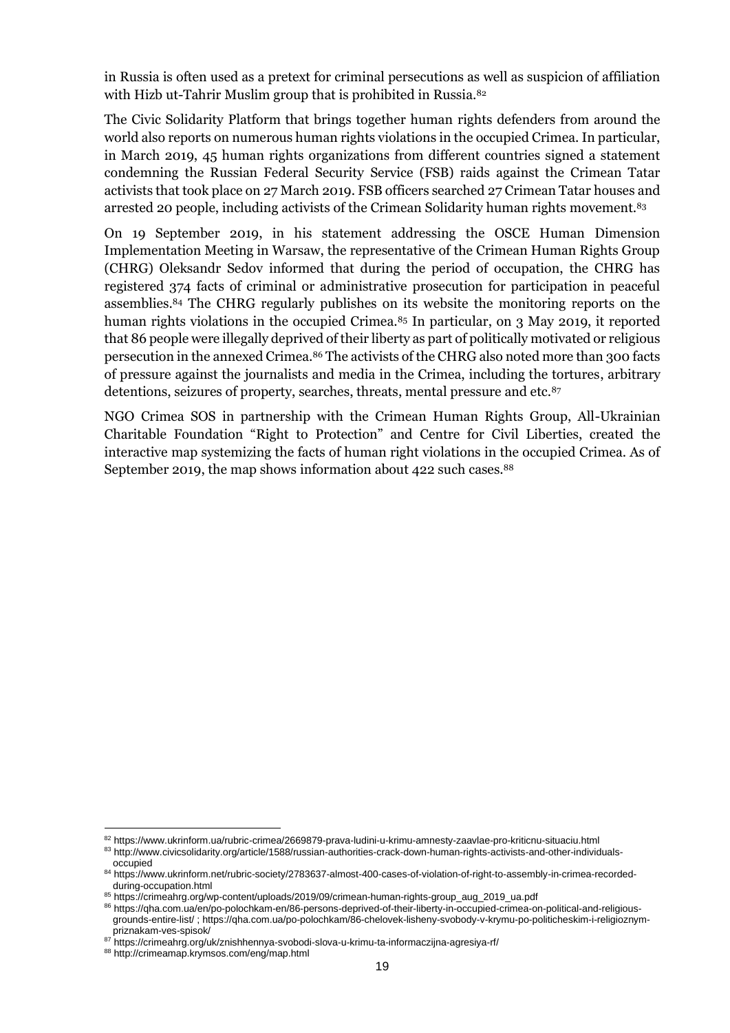in Russia is often used as a pretext for criminal persecutions as well as suspicion of affiliation with Hizb ut-Tahrir Muslim group that is prohibited in Russia.[82]

The Civic Solidarity Platform that brings together human rights defenders from around the world also reports on numerous human rights violations in the occupied Crimea. In particular, in March 2019, 45 human rights organizations from different countries signed a statement condemning the Russian Federal Security Service (FSB) raids against the Crimean Tatar activists that took place on 27 March 2019. FSB officers searched 27 Crimean Tatar houses and arrested 20 people, including activists of the Crimean Solidarity human rights movement.[83]

On 19 September 2019, in his statement addressing the OSCE Human Dimension Implementation Meeting in Warsaw, the representative of the Crimean Human Rights Group (CHRG) Oleksandr Sedov informed that during the period of occupation, the CHRG has registered 374 facts of criminal or administrative prosecution for participation in peaceful assemblies.[84] The CHRG regularly publishes on its website the monitoring reports on the human rights violations in the occupied Crimea.[85] In particular, on 3 May 2019, it reported that 86 people were illegally deprived of their liberty as part of politically motivated or religious persecution in the annexed Crimea.[86] The activists of the CHRG also noted more than 300 facts of pressure against the journalists and media in the Crimea, including the tortures, arbitrary detentions, seizures of property, searches, threats, mental pressure and etc.[87]

NGO Crimea SOS in partnership with the Crimean Human Rights Group, All-Ukrainian Charitable Foundation "Right to Protection" and Centre for Civil Liberties, created the interactive map systemizing the facts of human right violations in the occupied Crimea. As of September 2019, the map shows information about 422 such cases.[88]

---

[82] https://www.ukrinform.ua/rubric-crimea/2669879-prava-ludini-u-krimu-amnesty-zaavlae-pro-kriticnu-situaciu.html

[83] http://www.civicsolidarity.org/article/1588/russian-authorities-crack-down-human-rights-activists-and-other-individuals-occupied

[84] https://www.ukrinform.net/rubric-society/2783637-almost-400-cases-of-violation-of-right-to-assembly-in-crimea-recorded-during-occupation.html

[85] https://crimeahrg.org/wp-content/uploads/2019/09/crimean-human-rights-group_aug_2019_ua.pdf

[86] https://qha.com.ua/en/po-polochkam-en/86-persons-deprived-of-their-liberty-in-occupied-crimea-on-political-and-religious-grounds-entire-list/ ; https://qha.com.ua/po-polochkam/86-chelovek-lisheny-svobody-v-krymu-po-politicheskim-i-religioznym-priznakam-ves-spisok/

[87] https://crimeahrg.org/uk/znishhennya-svobodi-slova-u-krimu-ta-informaczijna-agresiya-rf/

[88] http://crimeamap.krymsos.com/eng/map.html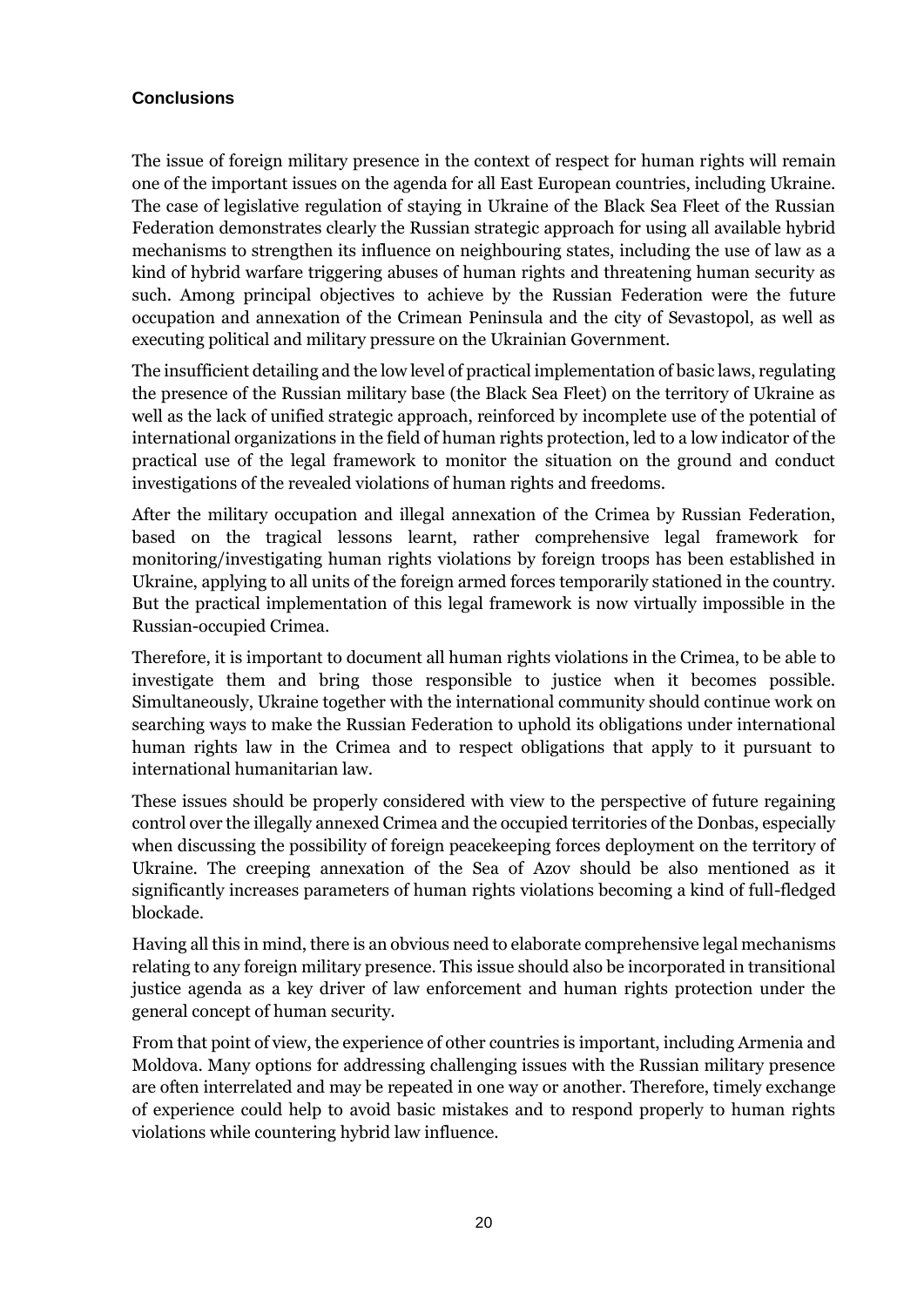## Conclusions

The issue of foreign military presence in the context of respect for human rights will remain one of the important issues on the agenda for all East European countries, including Ukraine. The case of legislative regulation of staying in Ukraine of the Black Sea Fleet of the Russian Federation demonstrates clearly the Russian strategic approach for using all available hybrid mechanisms to strengthen its influence on neighbouring states, including the use of law as a kind of hybrid warfare triggering abuses of human rights and threatening human security as such. Among principal objectives to achieve by the Russian Federation were the future occupation and annexation of the Crimean Peninsula and the city of Sevastopol, as well as executing political and military pressure on the Ukrainian Government.

The insufficient detailing and the low level of practical implementation of basic laws, regulating the presence of the Russian military base (the Black Sea Fleet) on the territory of Ukraine as well as the lack of unified strategic approach, reinforced by incomplete use of the potential of international organizations in the field of human rights protection, led to a low indicator of the practical use of the legal framework to monitor the situation on the ground and conduct investigations of the revealed violations of human rights and freedoms.

After the military occupation and illegal annexation of the Crimea by Russian Federation, based on the tragical lessons learnt, rather comprehensive legal framework for monitoring/investigating human rights violations by foreign troops has been established in Ukraine, applying to all units of the foreign armed forces temporarily stationed in the country. But the practical implementation of this legal framework is now virtually impossible in the Russian-occupied Crimea.

Therefore, it is important to document all human rights violations in the Crimea, to be able to investigate them and bring those responsible to justice when it becomes possible. Simultaneously, Ukraine together with the international community should continue work on searching ways to make the Russian Federation to uphold its obligations under international human rights law in the Crimea and to respect obligations that apply to it pursuant to international humanitarian law.

These issues should be properly considered with view to the perspective of future regaining control over the illegally annexed Crimea and the occupied territories of the Donbas, especially when discussing the possibility of foreign peacekeeping forces deployment on the territory of Ukraine. The creeping annexation of the Sea of Azov should be also mentioned as it significantly increases parameters of human rights violations becoming a kind of full-fledged blockade.

Having all this in mind, there is an obvious need to elaborate comprehensive legal mechanisms relating to any foreign military presence. This issue should also be incorporated in transitional justice agenda as a key driver of law enforcement and human rights protection under the general concept of human security.

From that point of view, the experience of other countries is important, including Armenia and Moldova. Many options for addressing challenging issues with the Russian military presence are often interrelated and may be repeated in one way or another. Therefore, timely exchange of experience could help to avoid basic mistakes and to respond properly to human rights violations while countering hybrid law influence.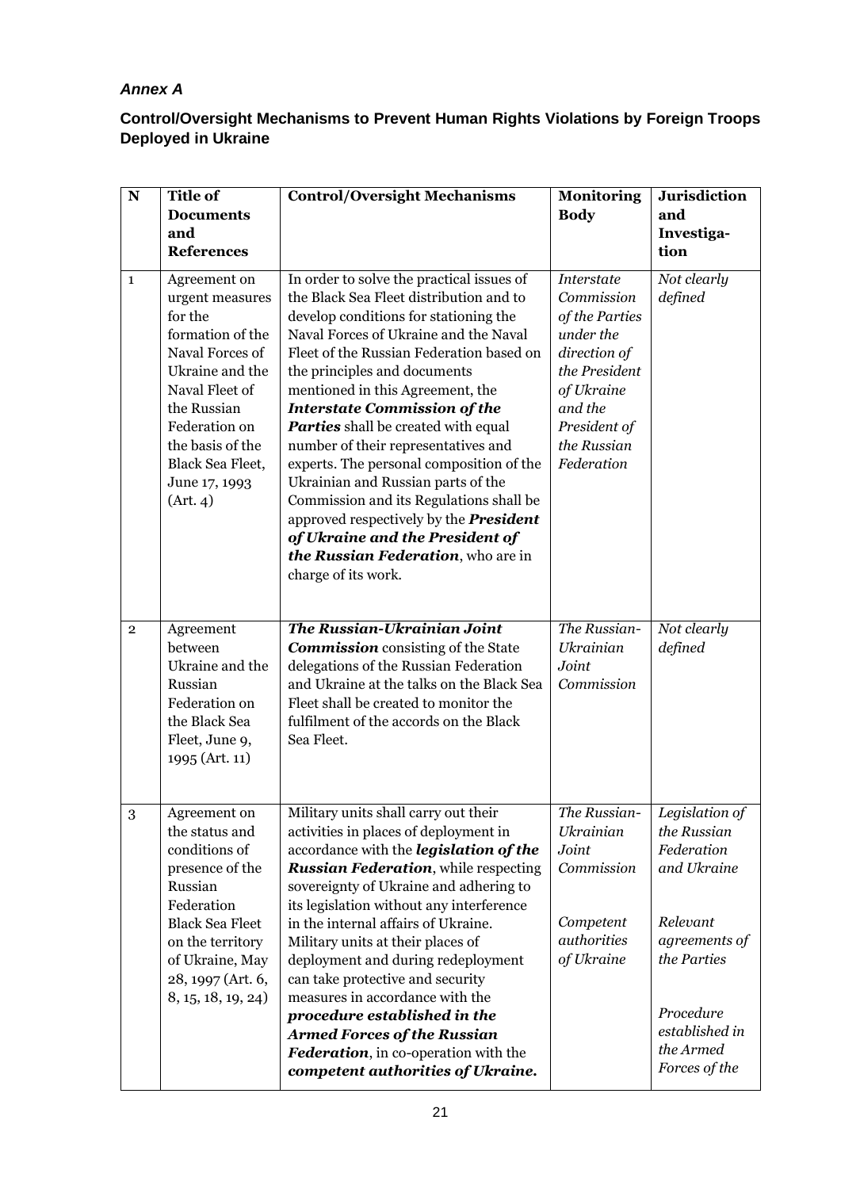***Annex A***

**Control/Oversight Mechanisms to Prevent Human Rights Violations by Foreign Troops Deployed in Ukraine**

| N | Title of Documents and References | Control/Oversight Mechanisms | Monitoring Body | Jurisdiction and Investiga-tion |
|---|---|---|---|---|
| 1 | Agreement on urgent measures for the formation of the Naval Forces of Ukraine and the Naval Fleet of the Russian Federation on the basis of the Black Sea Fleet, June 17, 1993 (Art. 4) | In order to solve the practical issues of the Black Sea Fleet distribution and to develop conditions for stationing the Naval Forces of Ukraine and the Naval Fleet of the Russian Federation based on the principles and documents mentioned in this Agreement, the ***Interstate Commission of the Parties*** shall be created with equal number of their representatives and experts. The personal composition of the Ukrainian and Russian parts of the Commission and its Regulations shall be approved respectively by the ***President of Ukraine and the President of the Russian Federation***, who are in charge of its work. | *Interstate Commission of the Parties under the direction of the President of Ukraine and the President of the Russian Federation* | *Not clearly defined* |
| 2 | Agreement between Ukraine and the Russian Federation on the Black Sea Fleet, June 9, 1995 (Art. 11) | ***The Russian-Ukrainian Joint Commission*** consisting of the State delegations of the Russian Federation and Ukraine at the talks on the Black Sea Fleet shall be created to monitor the fulfilment of the accords on the Black Sea Fleet. | *The Russian-Ukrainian Joint Commission* | *Not clearly defined* |
| 3 | Agreement on the status and conditions of presence of the Russian Federation Black Sea Fleet on the territory of Ukraine, May 28, 1997 (Art. 6, 8, 15, 18, 19, 24) | Military units shall carry out their activities in places of deployment in accordance with the ***legislation of the Russian Federation***, while respecting sovereignty of Ukraine and adhering to its legislation without any interference in the internal affairs of Ukraine. Military units at their places of deployment and during redeployment can take protective and security measures in accordance with the ***procedure established in the Armed Forces of the Russian Federation***, in co-operation with the ***competent authorities of Ukraine.*** | *The Russian-Ukrainian Joint Commission*<br><br>*Competent authorities of Ukraine* | *Legislation of the Russian Federation and Ukraine*<br><br>*Relevant agreements of the Parties*<br><br>*Procedure established in the Armed Forces of the* |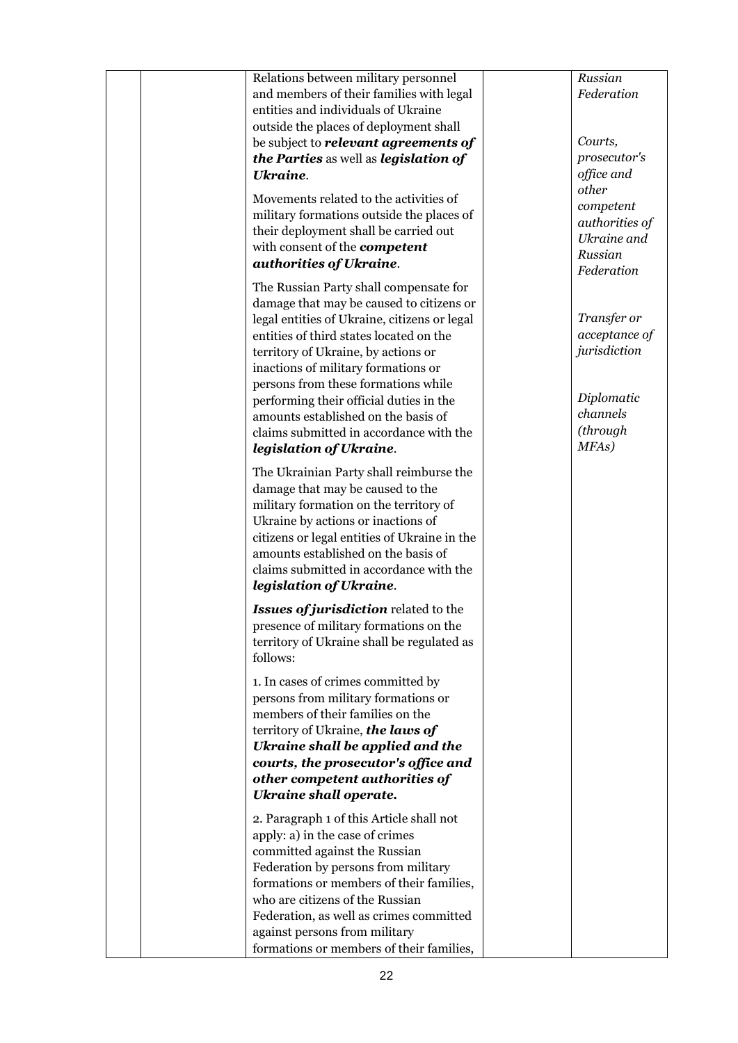| | | | | |
|---|---|---|---|---|
| | | Relations between military personnel and members of their families with legal entities and individuals of Ukraine outside the places of deployment shall be subject to ***relevant agreements of the Parties*** as well as ***legislation of Ukraine***.<br><br>Movements related to the activities of military formations outside the places of their deployment shall be carried out with consent of the ***competent authorities of Ukraine***.<br><br>The Russian Party shall compensate for damage that may be caused to citizens or legal entities of Ukraine, citizens or legal entities of third states located on the territory of Ukraine, by actions or inactions of military formations or persons from these formations while performing their official duties in the amounts established on the basis of claims submitted in accordance with the ***legislation of Ukraine***.<br><br>The Ukrainian Party shall reimburse the damage that may be caused to the military formation on the territory of Ukraine by actions or inactions of citizens or legal entities of Ukraine in the amounts established on the basis of claims submitted in accordance with the ***legislation of Ukraine***.<br><br>***Issues of jurisdiction*** related to the presence of military formations on the territory of Ukraine shall be regulated as follows:<br><br>1. In cases of crimes committed by persons from military formations or members of their families on the territory of Ukraine, ***the laws of Ukraine shall be applied and the courts, the prosecutor's office and other competent authorities of Ukraine shall operate.***<br><br>2. Paragraph 1 of this Article shall not apply: a) in the case of crimes committed against the Russian Federation by persons from military formations or members of their families, who are citizens of the Russian Federation, as well as crimes committed against persons from military formations or members of their families, | | *Russian Federation*<br><br>*Courts, prosecutor's office and other competent authorities of Ukraine and Russian Federation*<br><br>*Transfer or acceptance of jurisdiction*<br><br>*Diplomatic channels (through MFAs)* |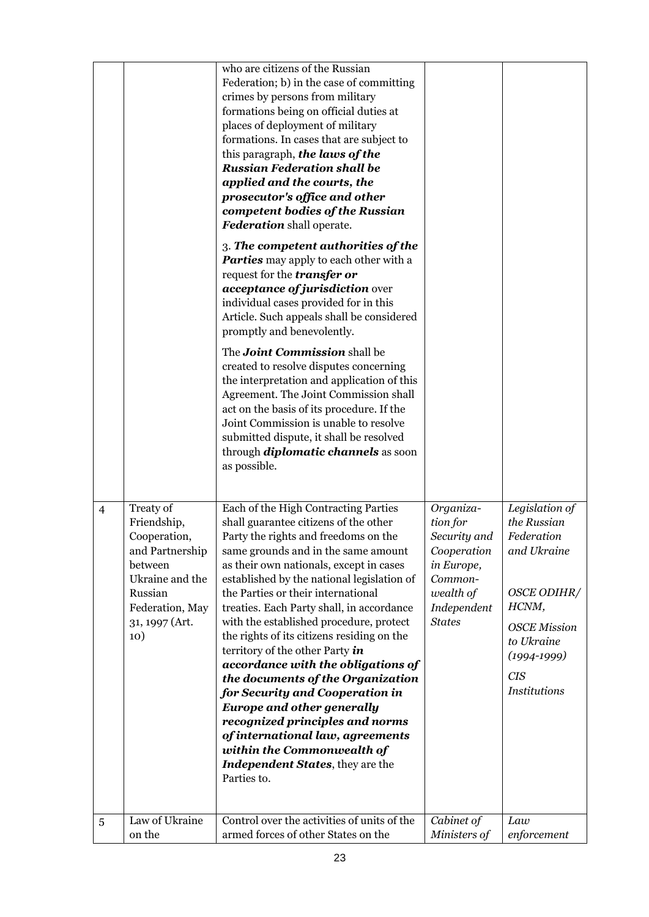| | | | | |
|---|---|---|---|---|
| | | who are citizens of the Russian Federation; b) in the case of committing crimes by persons from military formations being on official duties at places of deployment of military formations. In cases that are subject to this paragraph, ***the laws of the Russian Federation shall be applied and the courts, the prosecutor's office and other competent bodies of the Russian Federation*** shall operate.<br><br>3. ***The competent authorities of the Parties*** may apply to each other with a request for the ***transfer or acceptance of jurisdiction*** over individual cases provided for in this Article. Such appeals shall be considered promptly and benevolently.<br><br>The ***Joint Commission*** shall be created to resolve disputes concerning the interpretation and application of this Agreement. The Joint Commission shall act on the basis of its procedure. If the Joint Commission is unable to resolve submitted dispute, it shall be resolved through ***diplomatic channels*** as soon as possible. | | |
| 4 | Treaty of Friendship, Cooperation, and Partnership between Ukraine and the Russian Federation, May 31, 1997 (Art. 10) | Each of the High Contracting Parties shall guarantee citizens of the other Party the rights and freedoms on the same grounds and in the same amount as their own nationals, except in cases established by the national legislation of the Parties or their international treaties. Each Party shall, in accordance with the established procedure, protect the rights of its citizens residing on the territory of the other Party ***in accordance with the obligations of the documents of the Organization for Security and Cooperation in Europe and other generally recognized principles and norms of international law, agreements within the Commonwealth of Independent States***, they are the Parties to. | *Organization for Security and Cooperation in Europe, Commonwealth of Independent States* | *Legislation of the Russian Federation and Ukraine*<br><br>*OSCE ODIHR/ HCNM,*<br><br>*OSCE Mission to Ukraine (1994-1999)*<br><br>*CIS Institutions* |
| 5 | Law of Ukraine on the | Control over the activities of units of the armed forces of other States on the | *Cabinet of Ministers of* | *Law enforcement* |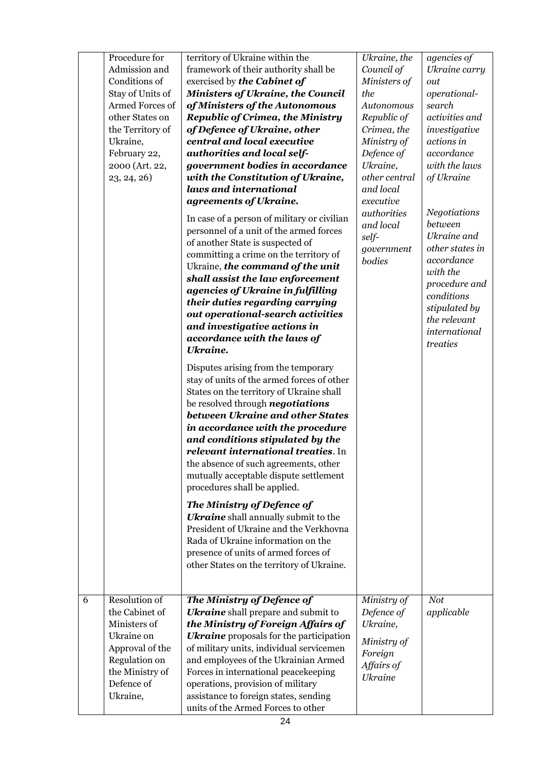|  | Procedure for Admission and Conditions of Stay of Units of Armed Forces of other States on the Territory of Ukraine, February 22, 2000 (Art. 22, 23, 24, 26) | territory of Ukraine within the framework of their authority shall be exercised by ***the Cabinet of Ministers of Ukraine, the Council of Ministers of the Autonomous Republic of Crimea, the Ministry of Defence of Ukraine, other central and local executive authorities and local self-government bodies in accordance with the Constitution of Ukraine, laws and international agreements of Ukraine.***<br><br>In case of a person of military or civilian personnel of a unit of the armed forces of another State is suspected of committing a crime on the territory of Ukraine, ***the command of the unit shall assist the law enforcement agencies of Ukraine in fulfilling their duties regarding carrying out operational-search activities and investigative actions in accordance with the laws of Ukraine.***<br><br>Disputes arising from the temporary stay of units of the armed forces of other States on the territory of Ukraine shall be resolved through ***negotiations between Ukraine and other States in accordance with the procedure and conditions stipulated by the relevant international treaties***. In the absence of such agreements, other mutually acceptable dispute settlement procedures shall be applied.<br><br>***The Ministry of Defence of Ukraine*** shall annually submit to the President of Ukraine and the Verkhovna Rada of Ukraine information on the presence of units of armed forces of other States on the territory of Ukraine. | *Ukraine, the Council of Ministers of the Autonomous Republic of Crimea, the Ministry of Defence of Ukraine, other central and local executive authorities and local self-government bodies* | *agencies of Ukraine carry out operational-search activities and investigative actions in accordance with the laws of Ukraine*<br><br>*Negotiations between Ukraine and other states in accordance with the procedure and conditions stipulated by the relevant international treaties* |
|---|---|---|---|---|
| 6 | Resolution of the Cabinet of Ministers of Ukraine on Approval of the Regulation on the Ministry of Defence of Ukraine, | ***The Ministry of Defence of Ukraine*** shall prepare and submit to ***the Ministry of Foreign Affairs of Ukraine*** proposals for the participation of military units, individual servicemen and employees of the Ukrainian Armed Forces in international peacekeeping operations, provision of military assistance to foreign states, sending units of the Armed Forces to other | *Ministry of Defence of Ukraine,*<br><br>*Ministry of Foreign Affairs of Ukraine* | *Not applicable* |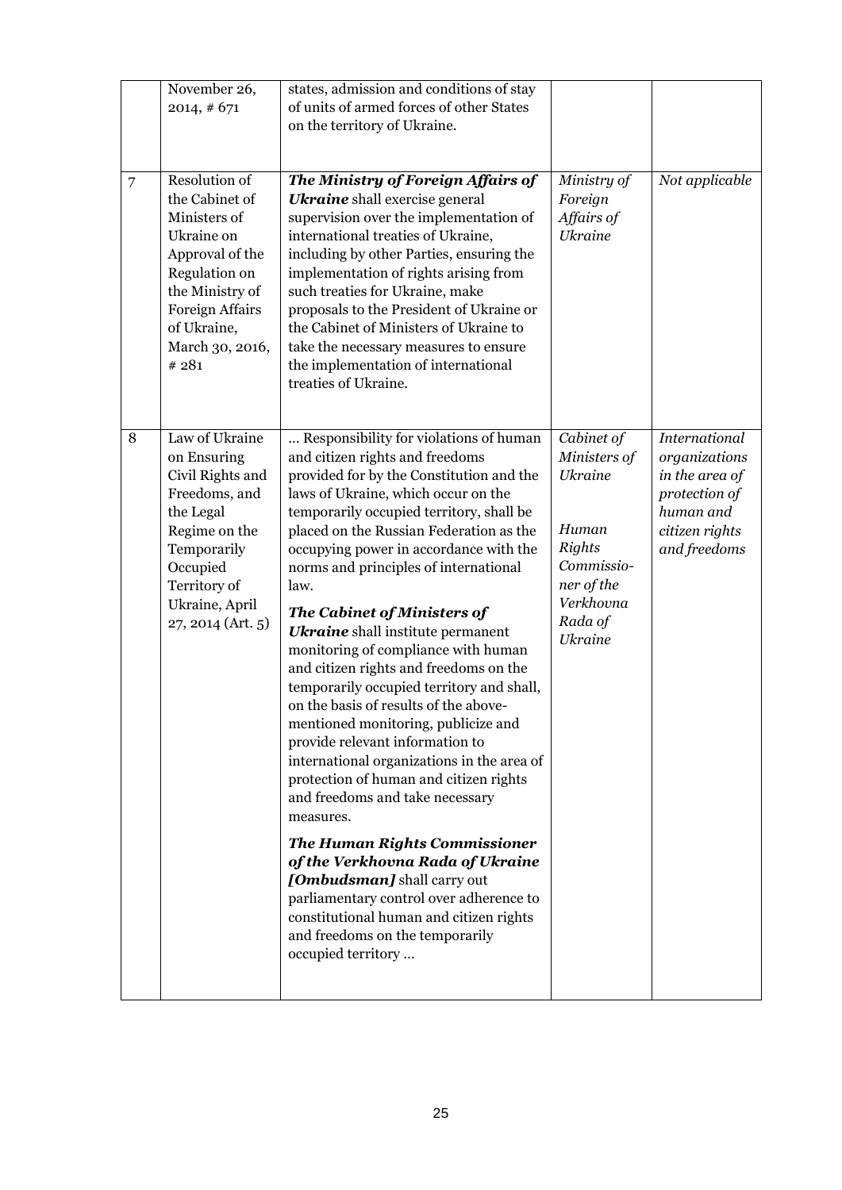| | | | | |
|---|---|---|---|---|
| | November 26, 2014, # 671 | states, admission and conditions of stay of units of armed forces of other States on the territory of Ukraine. | | |
| 7 | Resolution of the Cabinet of Ministers of Ukraine on Approval of the Regulation on the Ministry of Foreign Affairs of Ukraine, March 30, 2016, # 281 | ***The Ministry of Foreign Affairs of Ukraine*** shall exercise general supervision over the implementation of international treaties of Ukraine, including by other Parties, ensuring the implementation of rights arising from such treaties for Ukraine, make proposals to the President of Ukraine or the Cabinet of Ministers of Ukraine to take the necessary measures to ensure the implementation of international treaties of Ukraine. | *Ministry of Foreign Affairs of Ukraine* | *Not applicable* |
| 8 | Law of Ukraine on Ensuring Civil Rights and Freedoms, and the Legal Regime on the Temporarily Occupied Territory of Ukraine, April 27, 2014 (Art. 5) | … Responsibility for violations of human and citizen rights and freedoms provided for by the Constitution and the laws of Ukraine, which occur on the temporarily occupied territory, shall be placed on the Russian Federation as the occupying power in accordance with the norms and principles of international law.<br><br>***The Cabinet of Ministers of Ukraine*** shall institute permanent monitoring of compliance with human and citizen rights and freedoms on the temporarily occupied territory and shall, on the basis of results of the above-mentioned monitoring, publicize and provide relevant information to international organizations in the area of protection of human and citizen rights and freedoms and take necessary measures.<br><br>***The Human Rights Commissioner of the Verkhovna Rada of Ukraine [Ombudsman]*** shall carry out parliamentary control over adherence to constitutional human and citizen rights and freedoms on the temporarily occupied territory … | *Cabinet of Ministers of Ukraine*<br><br>*Human Rights Commissioner of the Verkhovna Rada of Ukraine* | *International organizations in the area of protection of human and citizen rights and freedoms* |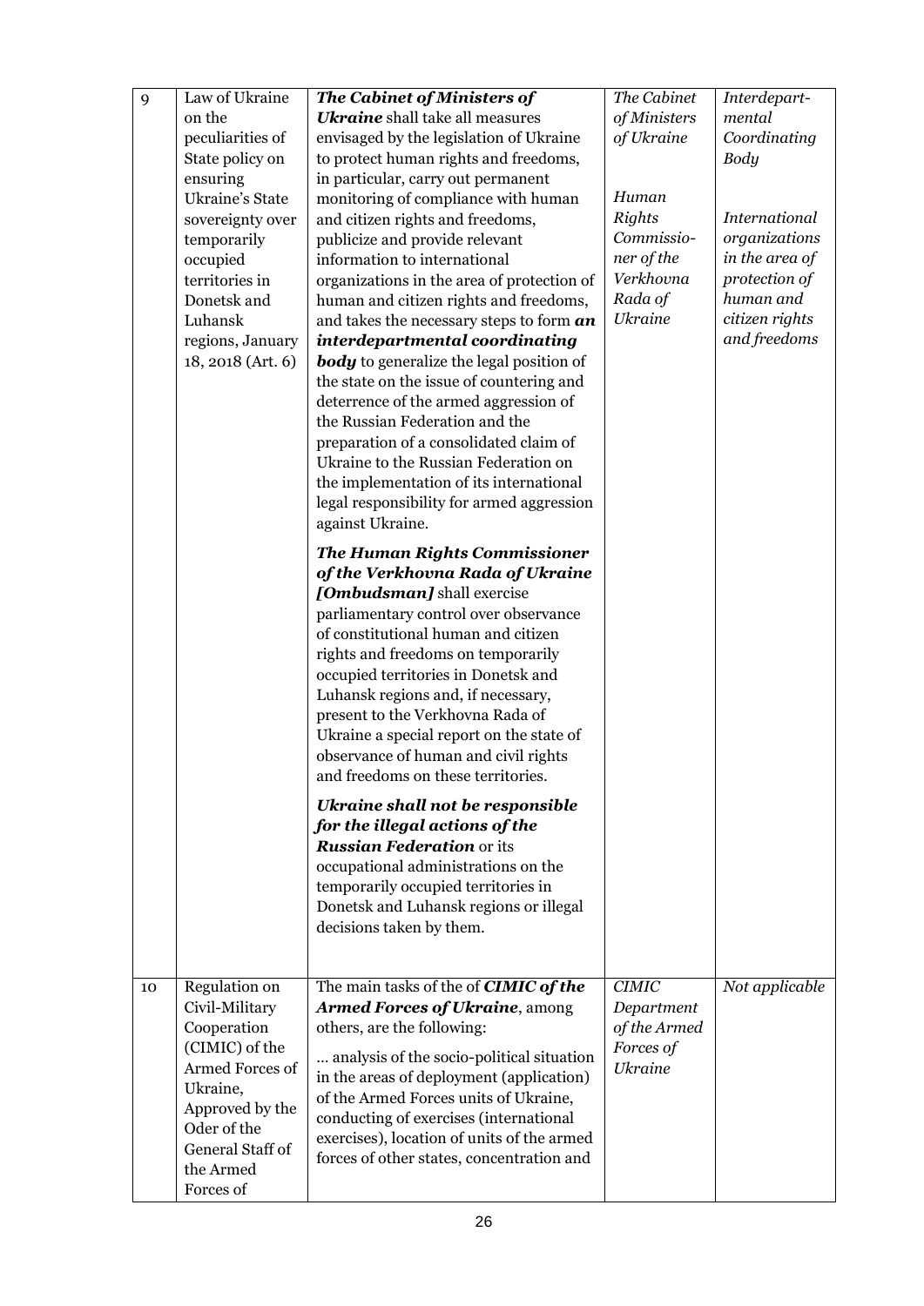| 9 | Law of Ukraine on the peculiarities of State policy on ensuring Ukraine's State sovereignty over temporarily occupied territories in Donetsk and Luhansk regions, January 18, 2018 (Art. 6) | ***The Cabinet of Ministers of Ukraine*** shall take all measures envisaged by the legislation of Ukraine to protect human rights and freedoms, in particular, carry out permanent monitoring of compliance with human and citizen rights and freedoms, publicize and provide relevant information to international organizations in the area of protection of human and citizen rights and freedoms, and takes the necessary steps to form ***an interdepartmental coordinating body*** to generalize the legal position of the state on the issue of countering and deterrence of the armed aggression of the Russian Federation and the preparation of a consolidated claim of Ukraine to the Russian Federation on the implementation of its international legal responsibility for armed aggression against Ukraine.<br><br>***The Human Rights Commissioner of the Verkhovna Rada of Ukraine [Ombudsman]*** shall exercise parliamentary control over observance of constitutional human and citizen rights and freedoms on temporarily occupied territories in Donetsk and Luhansk regions and, if necessary, present to the Verkhovna Rada of Ukraine a special report on the state of observance of human and civil rights and freedoms on these territories.<br><br>***Ukraine shall not be responsible for the illegal actions of the Russian Federation*** or its occupational administrations on the temporarily occupied territories in Donetsk and Luhansk regions or illegal decisions taken by them. | *The Cabinet of Ministers of Ukraine*<br><br>*Human Rights Commissioner of the Verkhovna Rada of Ukraine* | *Interdepartmental Coordinating Body*<br><br>*International organizations in the area of protection of human and citizen rights and freedoms* |
| 10 | Regulation on Civil-Military Cooperation (CIMIC) of the Armed Forces of Ukraine, Approved by the Oder of the General Staff of the Armed Forces of | The main tasks of the of ***CIMIC of the Armed Forces of Ukraine***, among others, are the following:<br><br>… analysis of the socio-political situation in the areas of deployment (application) of the Armed Forces units of Ukraine, conducting of exercises (international exercises), location of units of the armed forces of other states, concentration and | *CIMIC Department of the Armed Forces of Ukraine* | *Not applicable* |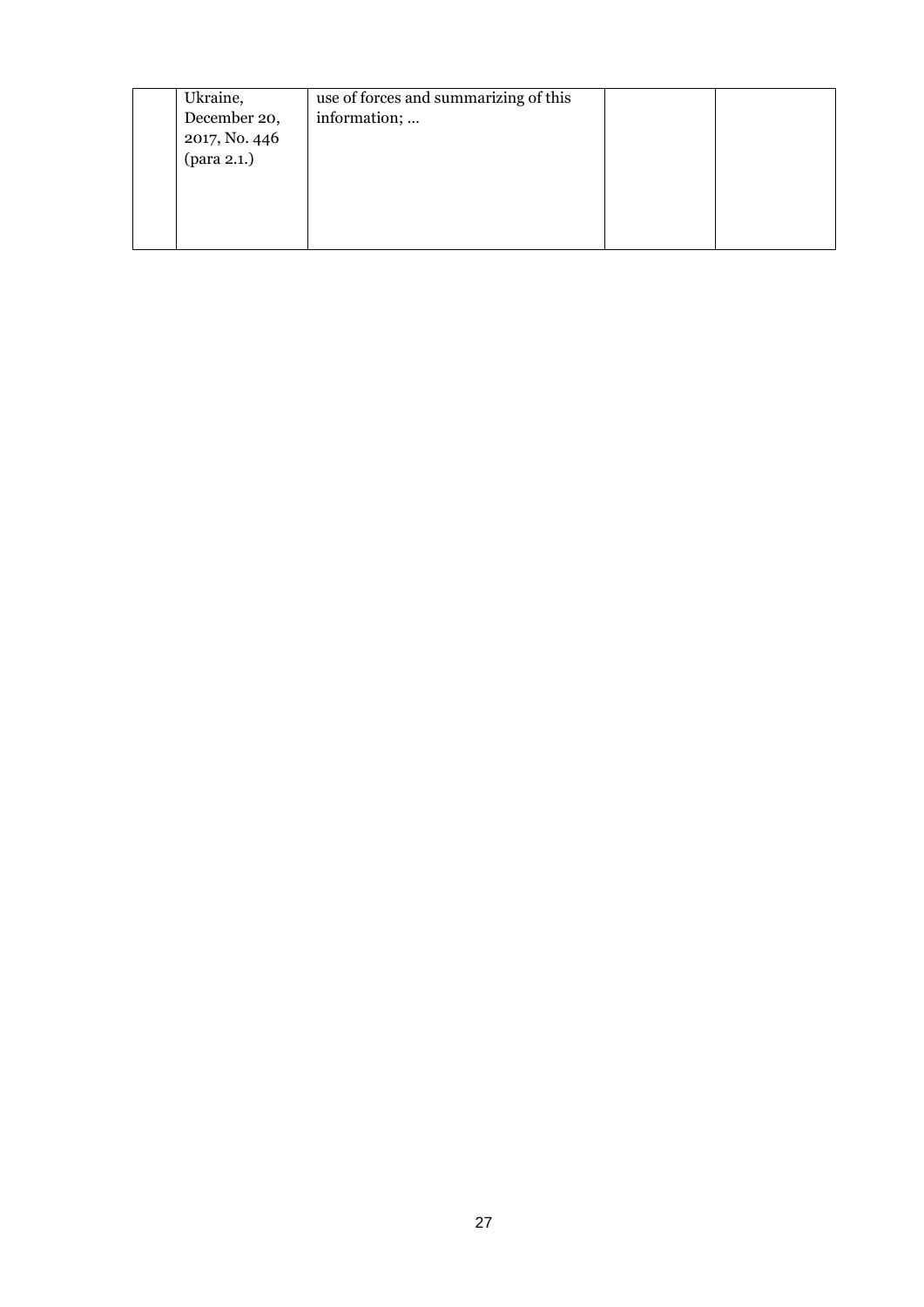|  | Ukraine, December 20, 2017, No. 446 (para 2.1.) | use of forces and summarizing of this information; ... |  |  |
| --- | --- | --- | --- | --- |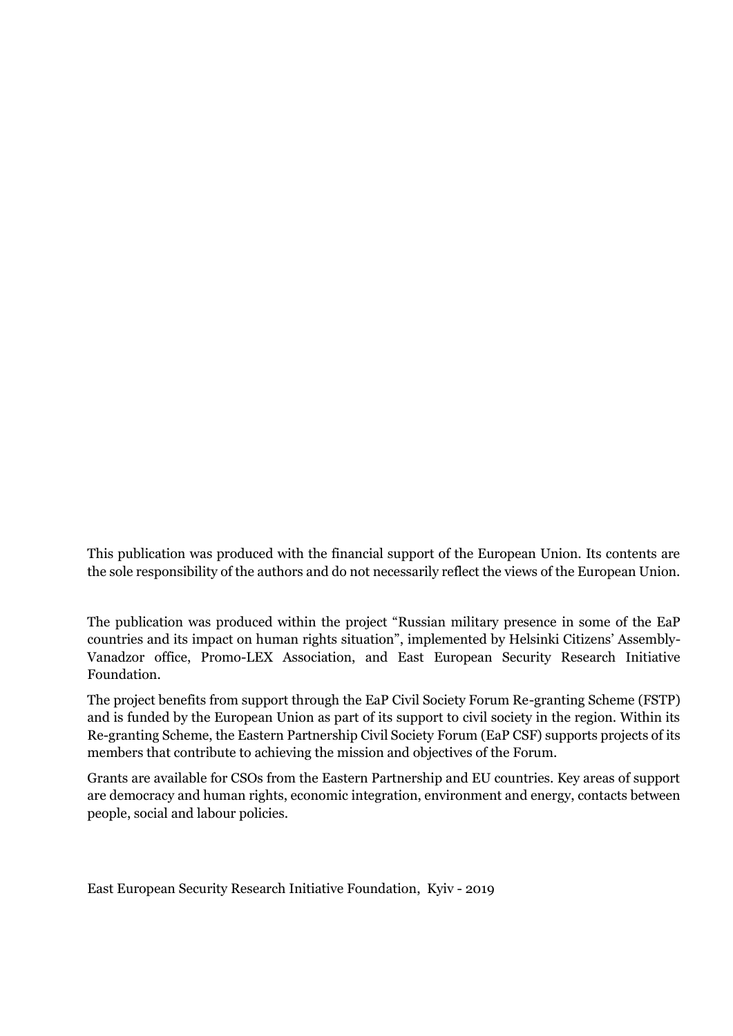This publication was produced with the financial support of the European Union. Its contents are the sole responsibility of the authors and do not necessarily reflect the views of the European Union.

The publication was produced within the project "Russian military presence in some of the EaP countries and its impact on human rights situation", implemented by Helsinki Citizens' Assembly-Vanadzor office, Promo-LEX Association, and East European Security Research Initiative Foundation.

The project benefits from support through the EaP Civil Society Forum Re-granting Scheme (FSTP) and is funded by the European Union as part of its support to civil society in the region. Within its Re-granting Scheme, the Eastern Partnership Civil Society Forum (EaP CSF) supports projects of its members that contribute to achieving the mission and objectives of the Forum.

Grants are available for CSOs from the Eastern Partnership and EU countries. Key areas of support are democracy and human rights, economic integration, environment and energy, contacts between people, social and labour policies.

East European Security Research Initiative Foundation, Kyiv - 2019